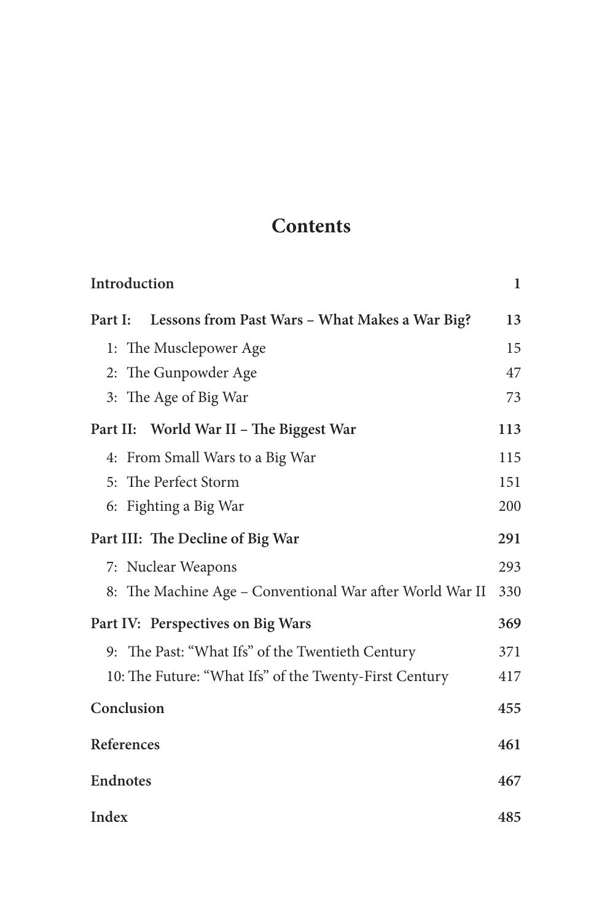# Contents

| | |
|---|---|
| **Introduction** | **1** |
| **Part I: Lessons from Past Wars – What Makes a War Big?** | **13** |
| 1: The Musclepower Age | 15 |
| 2: The Gunpowder Age | 47 |
| 3: The Age of Big War | 73 |
| **Part II: World War II – The Biggest War** | **113** |
| 4: From Small Wars to a Big War | 115 |
| 5: The Perfect Storm | 151 |
| 6: Fighting a Big War | 200 |
| **Part III: The Decline of Big War** | **291** |
| 7: Nuclear Weapons | 293 |
| 8: The Machine Age – Conventional War after World War II | 330 |
| **Part IV: Perspectives on Big Wars** | **369** |
| 9: The Past: "What Ifs" of the Twentieth Century | 371 |
| 10: The Future: "What Ifs" of the Twenty-First Century | 417 |
| **Conclusion** | **455** |
| **References** | **461** |
| **Endnotes** | **467** |
| **Index** | **485** |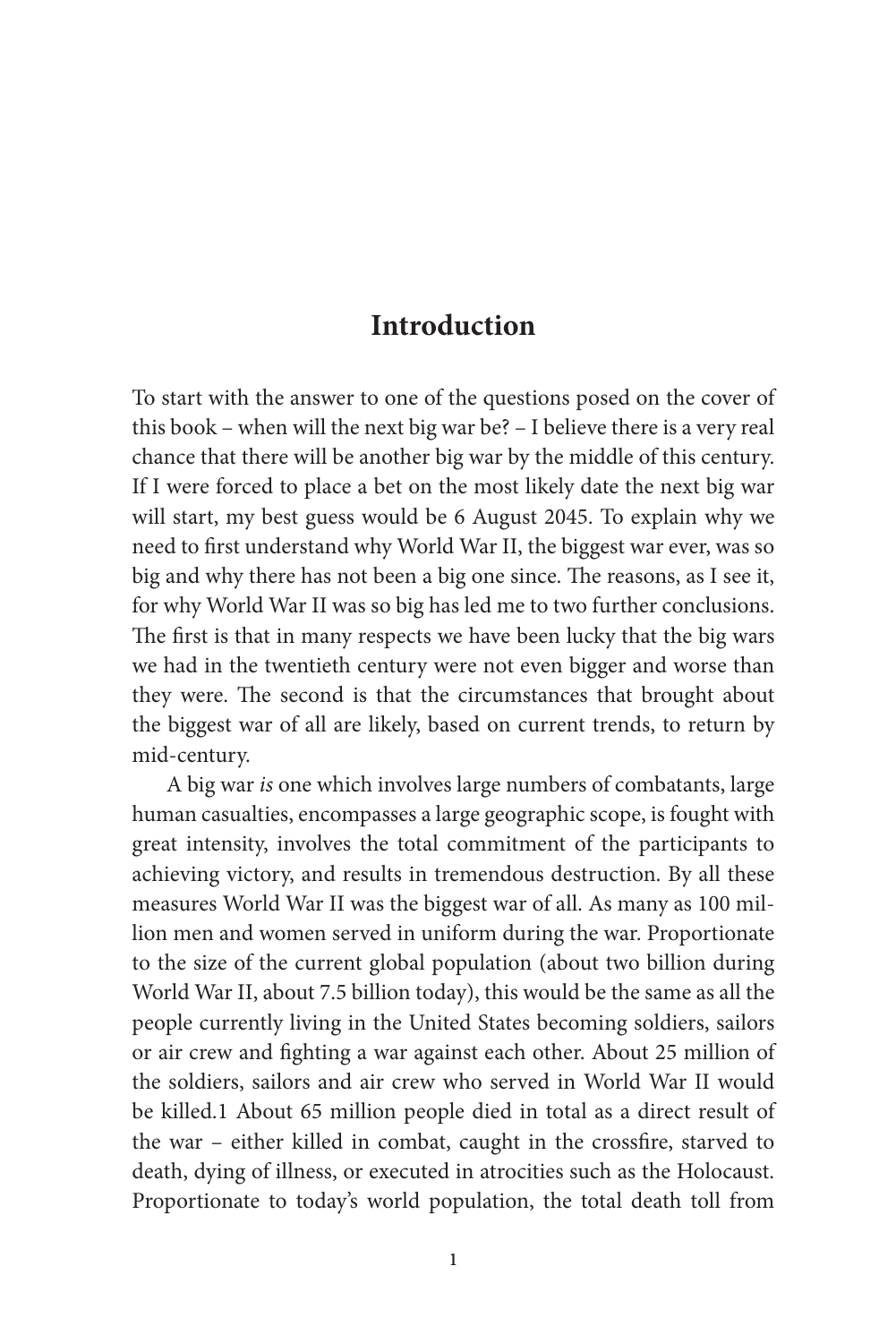# Introduction

To start with the answer to one of the questions posed on the cover of this book – when will the next big war be? – I believe there is a very real chance that there will be another big war by the middle of this century. If I were forced to place a bet on the most likely date the next big war will start, my best guess would be 6 August 2045. To explain why we need to first understand why World War II, the biggest war ever, was so big and why there has not been a big one since. The reasons, as I see it, for why World War II was so big has led me to two further conclusions. The first is that in many respects we have been lucky that the big wars we had in the twentieth century were not even bigger and worse than they were. The second is that the circumstances that brought about the biggest war of all are likely, based on current trends, to return by mid-century.

A big war *is* one which involves large numbers of combatants, large human casualties, encompasses a large geographic scope, is fought with great intensity, involves the total commitment of the participants to achieving victory, and results in tremendous destruction. By all these measures World War II was the biggest war of all. As many as 100 million men and women served in uniform during the war. Proportionate to the size of the current global population (about two billion during World War II, about 7.5 billion today), this would be the same as all the people currently living in the United States becoming soldiers, sailors or air crew and fighting a war against each other. About 25 million of the soldiers, sailors and air crew who served in World War II would be killed.[1] About 65 million people died in total as a direct result of the war – either killed in combat, caught in the crossfire, starved to death, dying of illness, or executed in atrocities such as the Holocaust. Proportionate to today's world population, the total death toll from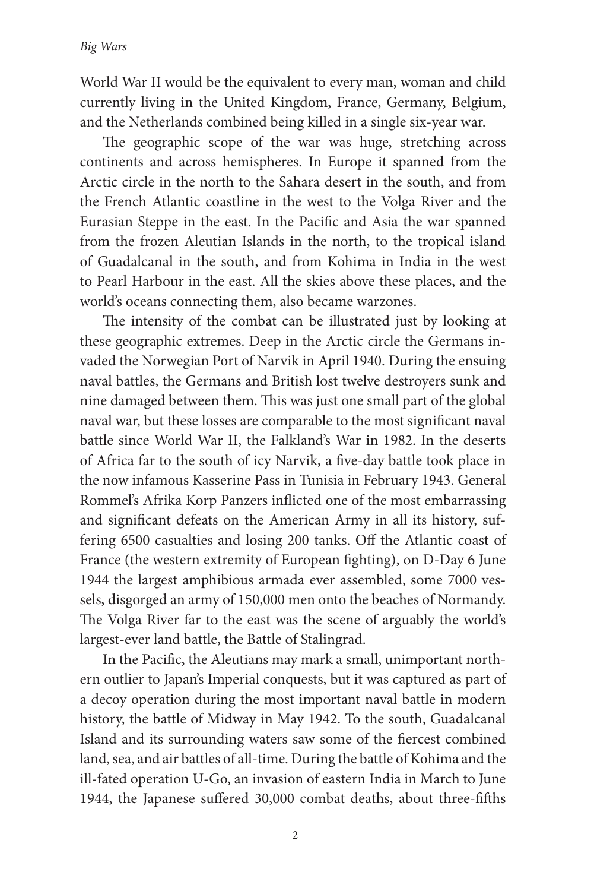World War II would be the equivalent to every man, woman and child currently living in the United Kingdom, France, Germany, Belgium, and the Netherlands combined being killed in a single six-year war.

The geographic scope of the war was huge, stretching across continents and across hemispheres. In Europe it spanned from the Arctic circle in the north to the Sahara desert in the south, and from the French Atlantic coastline in the west to the Volga River and the Eurasian Steppe in the east. In the Pacific and Asia the war spanned from the frozen Aleutian Islands in the north, to the tropical island of Guadalcanal in the south, and from Kohima in India in the west to Pearl Harbour in the east. All the skies above these places, and the world's oceans connecting them, also became warzones.

The intensity of the combat can be illustrated just by looking at these geographic extremes. Deep in the Arctic circle the Germans invaded the Norwegian Port of Narvik in April 1940. During the ensuing naval battles, the Germans and British lost twelve destroyers sunk and nine damaged between them. This was just one small part of the global naval war, but these losses are comparable to the most significant naval battle since World War II, the Falkland's War in 1982. In the deserts of Africa far to the south of icy Narvik, a five-day battle took place in the now infamous Kasserine Pass in Tunisia in February 1943. General Rommel's Afrika Korp Panzers inflicted one of the most embarrassing and significant defeats on the American Army in all its history, suffering 6500 casualties and losing 200 tanks. Off the Atlantic coast of France (the western extremity of European fighting), on D-Day 6 June 1944 the largest amphibious armada ever assembled, some 7000 vessels, disgorged an army of 150,000 men onto the beaches of Normandy. The Volga River far to the east was the scene of arguably the world's largest-ever land battle, the Battle of Stalingrad.

In the Pacific, the Aleutians may mark a small, unimportant northern outlier to Japan's Imperial conquests, but it was captured as part of a decoy operation during the most important naval battle in modern history, the battle of Midway in May 1942. To the south, Guadalcanal Island and its surrounding waters saw some of the fiercest combined land, sea, and air battles of all-time. During the battle of Kohima and the ill-fated operation U-Go, an invasion of eastern India in March to June 1944, the Japanese suffered 30,000 combat deaths, about three-fifths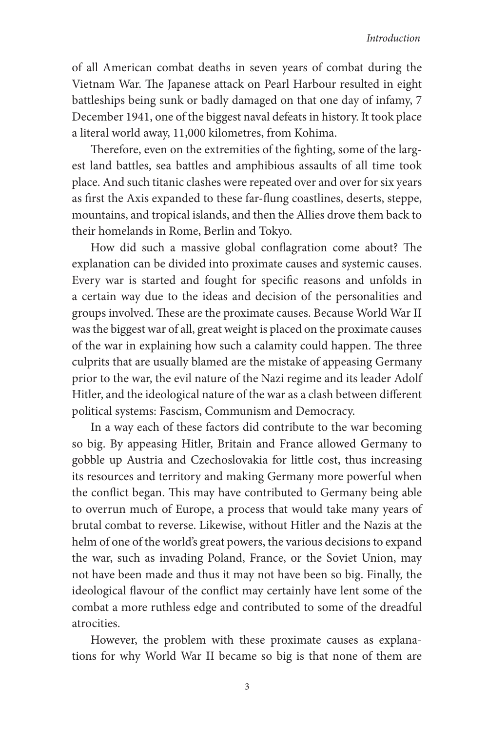of all American combat deaths in seven years of combat during the Vietnam War. The Japanese attack on Pearl Harbour resulted in eight battleships being sunk or badly damaged on that one day of infamy, 7 December 1941, one of the biggest naval defeats in history. It took place a literal world away, 11,000 kilometres, from Kohima.

Therefore, even on the extremities of the fighting, some of the largest land battles, sea battles and amphibious assaults of all time took place. And such titanic clashes were repeated over and over for six years as first the Axis expanded to these far-flung coastlines, deserts, steppe, mountains, and tropical islands, and then the Allies drove them back to their homelands in Rome, Berlin and Tokyo.

How did such a massive global conflagration come about? The explanation can be divided into proximate causes and systemic causes. Every war is started and fought for specific reasons and unfolds in a certain way due to the ideas and decision of the personalities and groups involved. These are the proximate causes. Because World War II was the biggest war of all, great weight is placed on the proximate causes of the war in explaining how such a calamity could happen. The three culprits that are usually blamed are the mistake of appeasing Germany prior to the war, the evil nature of the Nazi regime and its leader Adolf Hitler, and the ideological nature of the war as a clash between different political systems: Fascism, Communism and Democracy.

In a way each of these factors did contribute to the war becoming so big. By appeasing Hitler, Britain and France allowed Germany to gobble up Austria and Czechoslovakia for little cost, thus increasing its resources and territory and making Germany more powerful when the conflict began. This may have contributed to Germany being able to overrun much of Europe, a process that would take many years of brutal combat to reverse. Likewise, without Hitler and the Nazis at the helm of one of the world's great powers, the various decisions to expand the war, such as invading Poland, France, or the Soviet Union, may not have been made and thus it may not have been so big. Finally, the ideological flavour of the conflict may certainly have lent some of the combat a more ruthless edge and contributed to some of the dreadful atrocities.

However, the problem with these proximate causes as explanations for why World War II became so big is that none of them are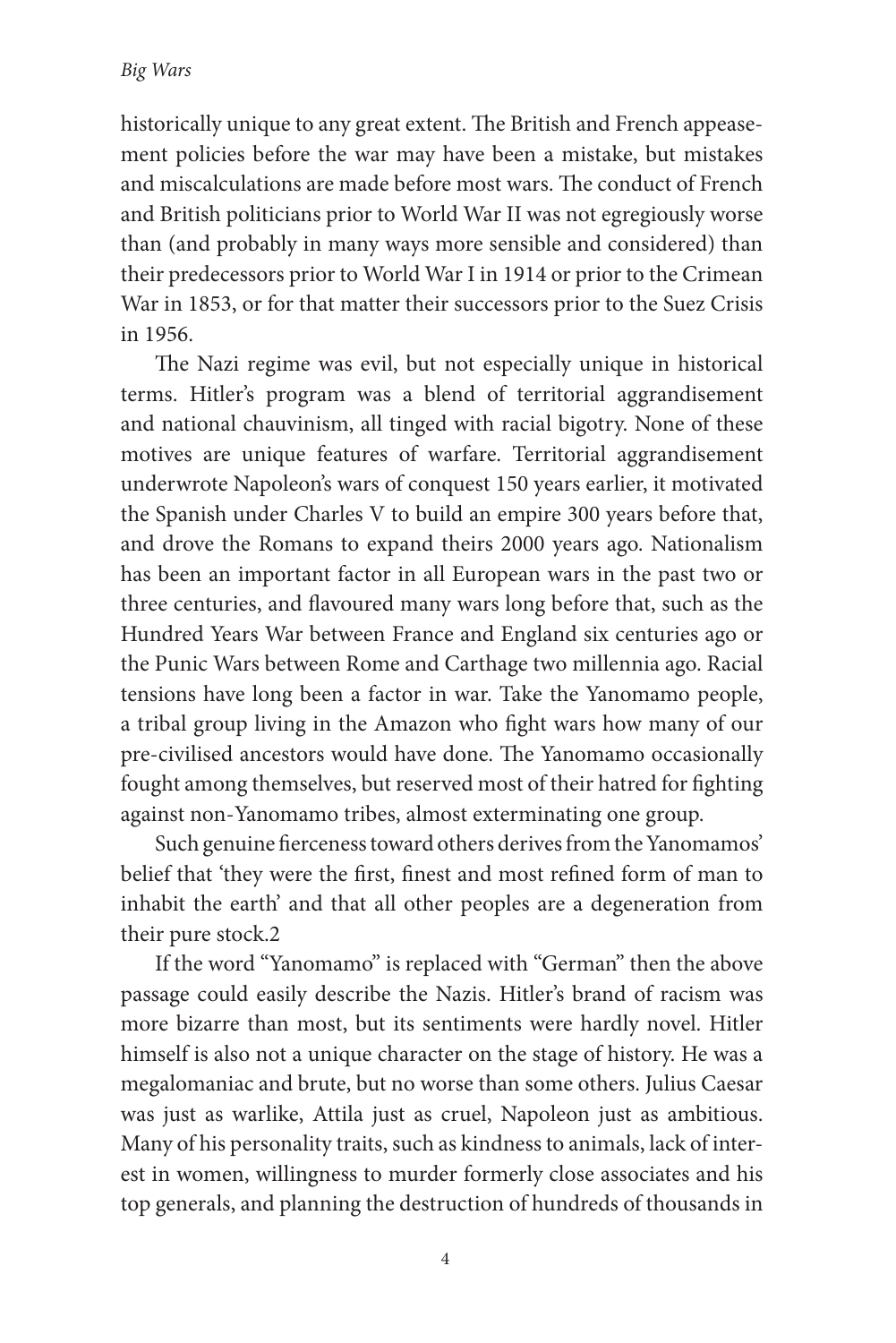historically unique to any great extent. The British and French appeasement policies before the war may have been a mistake, but mistakes and miscalculations are made before most wars. The conduct of French and British politicians prior to World War II was not egregiously worse than (and probably in many ways more sensible and considered) than their predecessors prior to World War I in 1914 or prior to the Crimean War in 1853, or for that matter their successors prior to the Suez Crisis in 1956.

The Nazi regime was evil, but not especially unique in historical terms. Hitler's program was a blend of territorial aggrandisement and national chauvinism, all tinged with racial bigotry. None of these motives are unique features of warfare. Territorial aggrandisement underwrote Napoleon's wars of conquest 150 years earlier, it motivated the Spanish under Charles V to build an empire 300 years before that, and drove the Romans to expand theirs 2000 years ago. Nationalism has been an important factor in all European wars in the past two or three centuries, and flavoured many wars long before that, such as the Hundred Years War between France and England six centuries ago or the Punic Wars between Rome and Carthage two millennia ago. Racial tensions have long been a factor in war. Take the Yanomamo people, a tribal group living in the Amazon who fight wars how many of our pre-civilised ancestors would have done. The Yanomamo occasionally fought among themselves, but reserved most of their hatred for fighting against non-Yanomamo tribes, almost exterminating one group.

Such genuine fierceness toward others derives from the Yanomamos' belief that 'they were the first, finest and most refined form of man to inhabit the earth' and that all other peoples are a degeneration from their pure stock.2

If the word "Yanomamo" is replaced with "German" then the above passage could easily describe the Nazis. Hitler's brand of racism was more bizarre than most, but its sentiments were hardly novel. Hitler himself is also not a unique character on the stage of history. He was a megalomaniac and brute, but no worse than some others. Julius Caesar was just as warlike, Attila just as cruel, Napoleon just as ambitious. Many of his personality traits, such as kindness to animals, lack of interest in women, willingness to murder formerly close associates and his top generals, and planning the destruction of hundreds of thousands in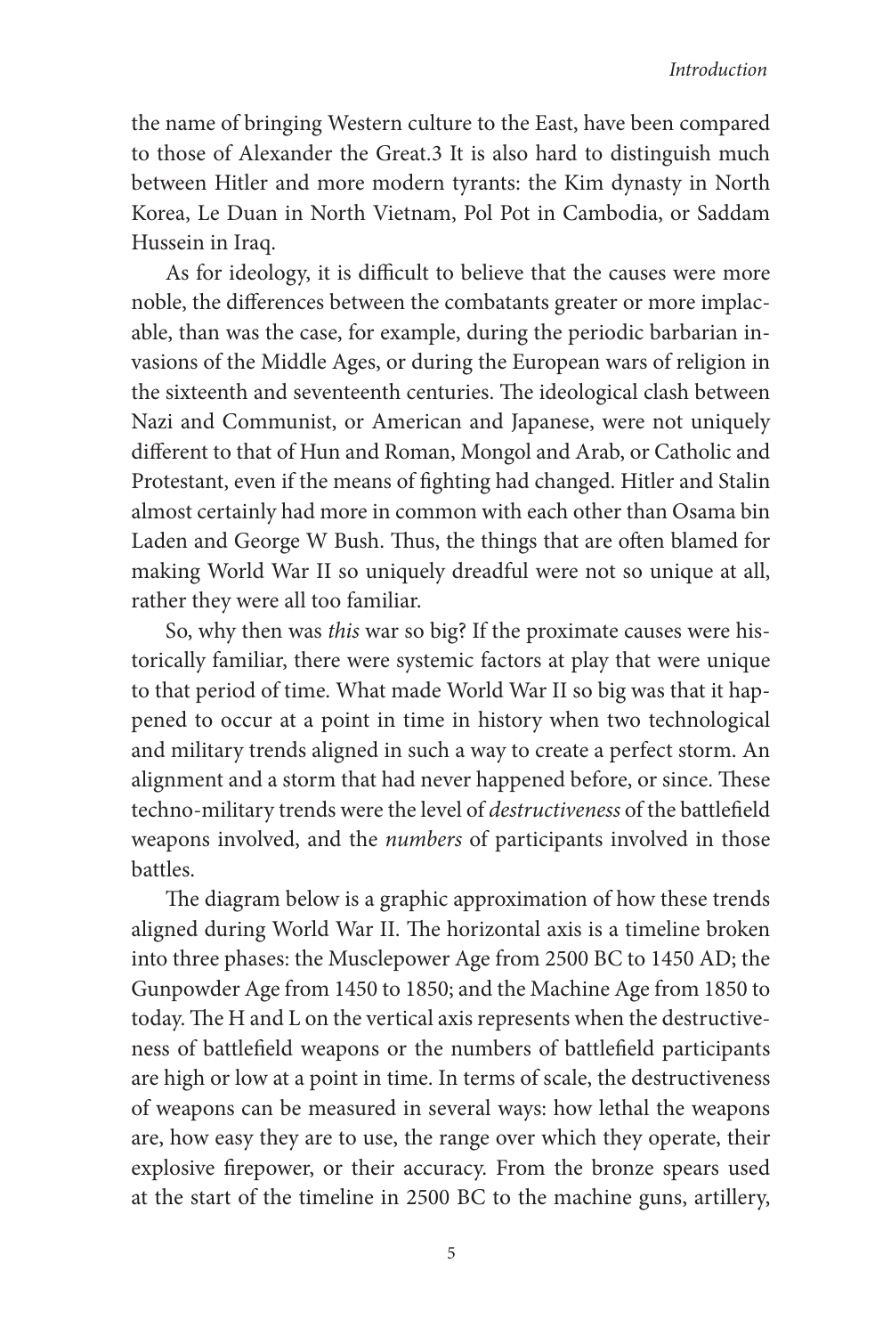the name of bringing Western culture to the East, have been compared to those of Alexander the Great.3 It is also hard to distinguish much between Hitler and more modern tyrants: the Kim dynasty in North Korea, Le Duan in North Vietnam, Pol Pot in Cambodia, or Saddam Hussein in Iraq.

As for ideology, it is difficult to believe that the causes were more noble, the differences between the combatants greater or more implacable, than was the case, for example, during the periodic barbarian invasions of the Middle Ages, or during the European wars of religion in the sixteenth and seventeenth centuries. The ideological clash between Nazi and Communist, or American and Japanese, were not uniquely different to that of Hun and Roman, Mongol and Arab, or Catholic and Protestant, even if the means of fighting had changed. Hitler and Stalin almost certainly had more in common with each other than Osama bin Laden and George W Bush. Thus, the things that are often blamed for making World War II so uniquely dreadful were not so unique at all, rather they were all too familiar.

So, why then was *this* war so big? If the proximate causes were historically familiar, there were systemic factors at play that were unique to that period of time. What made World War II so big was that it happened to occur at a point in time in history when two technological and military trends aligned in such a way to create a perfect storm. An alignment and a storm that had never happened before, or since. These techno-military trends were the level of *destructiveness* of the battlefield weapons involved, and the *numbers* of participants involved in those battles.

The diagram below is a graphic approximation of how these trends aligned during World War II. The horizontal axis is a timeline broken into three phases: the Musclepower Age from 2500 BC to 1450 AD; the Gunpowder Age from 1450 to 1850; and the Machine Age from 1850 to today. The H and L on the vertical axis represents when the destructiveness of battlefield weapons or the numbers of battlefield participants are high or low at a point in time. In terms of scale, the destructiveness of weapons can be measured in several ways: how lethal the weapons are, how easy they are to use, the range over which they operate, their explosive firepower, or their accuracy. From the bronze spears used at the start of the timeline in 2500 BC to the machine guns, artillery,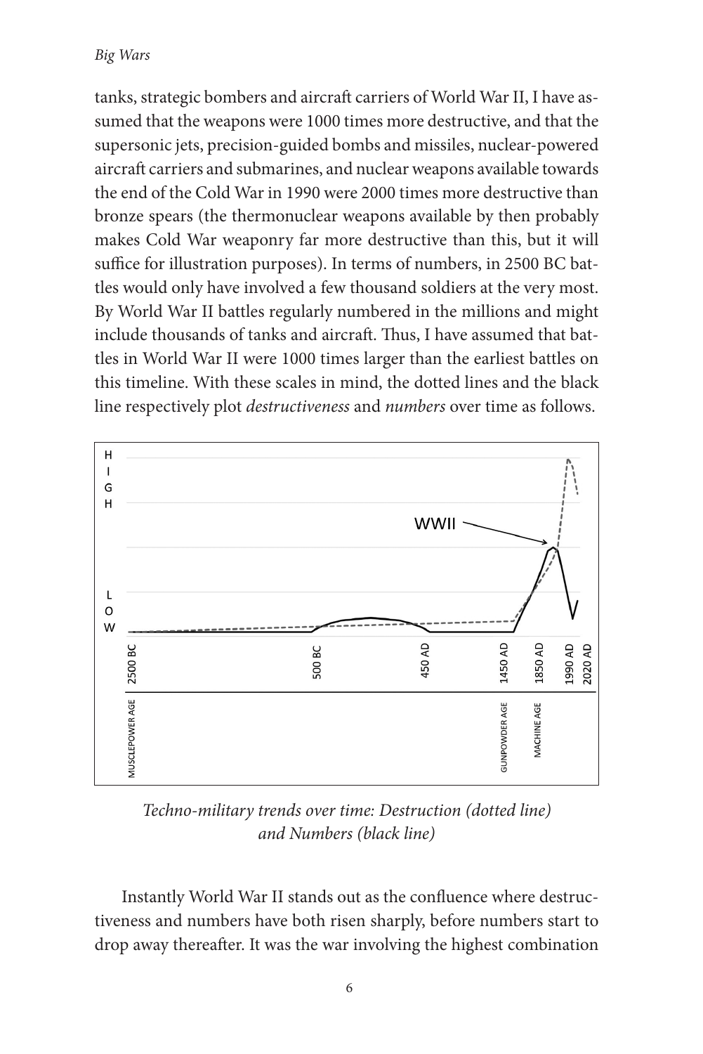tanks, strategic bombers and aircraft carriers of World War II, I have assumed that the weapons were 1000 times more destructive, and that the supersonic jets, precision-guided bombs and missiles, nuclear-powered aircraft carriers and submarines, and nuclear weapons available towards the end of the Cold War in 1990 were 2000 times more destructive than bronze spears (the thermonuclear weapons available by then probably makes Cold War weaponry far more destructive than this, but it will suffice for illustration purposes). In terms of numbers, in 2500 BC battles would only have involved a few thousand soldiers at the very most. By World War II battles regularly numbered in the millions and might include thousands of tanks and aircraft. Thus, I have assumed that battles in World War II were 1000 times larger than the earliest battles on this timeline. With these scales in mind, the dotted lines and the black line respectively plot *destructiveness* and *numbers* over time as follows.

*Techno-military trends over time: Destruction (dotted line) and Numbers (black line)*

Instantly World War II stands out as the confluence where destructiveness and numbers have both risen sharply, before numbers start to drop away thereafter. It was the war involving the highest combination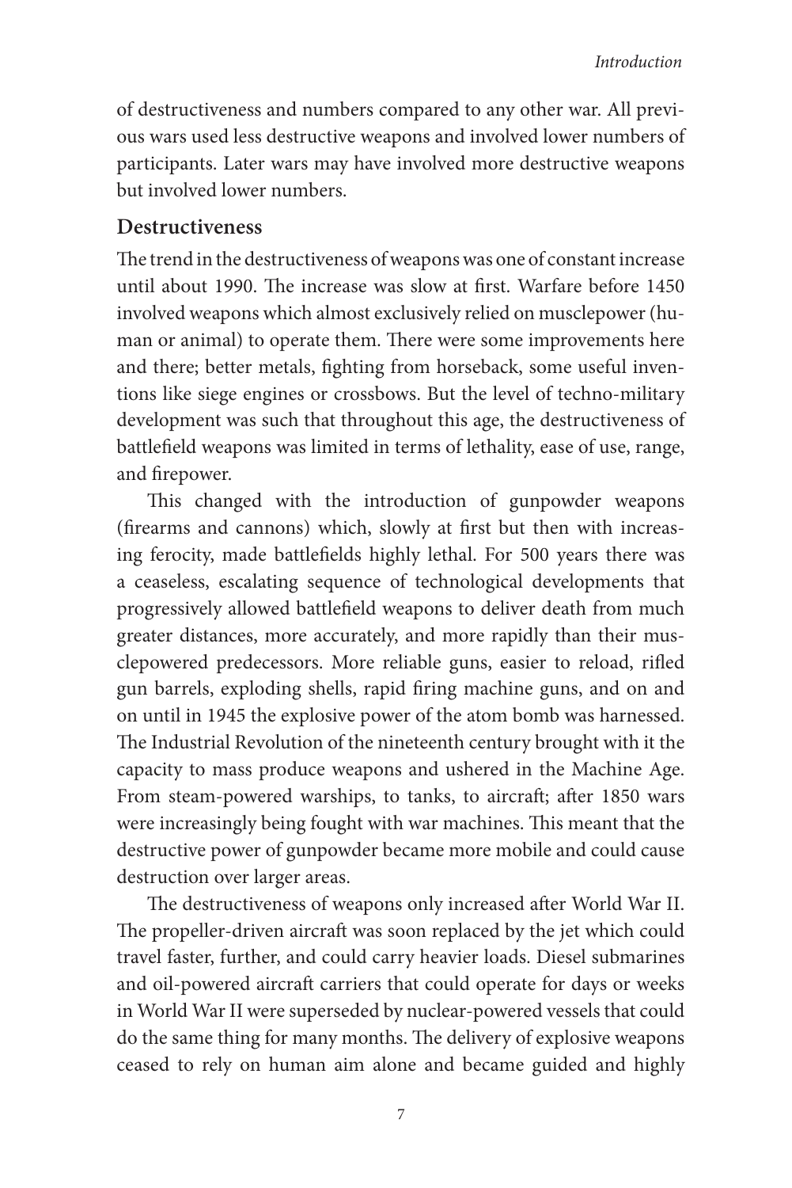of destructiveness and numbers compared to any other war. All previous wars used less destructive weapons and involved lower numbers of participants. Later wars may have involved more destructive weapons but involved lower numbers.

## Destructiveness

The trend in the destructiveness of weapons was one of constant increase until about 1990. The increase was slow at first. Warfare before 1450 involved weapons which almost exclusively relied on musclepower (human or animal) to operate them. There were some improvements here and there; better metals, fighting from horseback, some useful inventions like siege engines or crossbows. But the level of techno-military development was such that throughout this age, the destructiveness of battlefield weapons was limited in terms of lethality, ease of use, range, and firepower.

This changed with the introduction of gunpowder weapons (firearms and cannons) which, slowly at first but then with increasing ferocity, made battlefields highly lethal. For 500 years there was a ceaseless, escalating sequence of technological developments that progressively allowed battlefield weapons to deliver death from much greater distances, more accurately, and more rapidly than their musclepowered predecessors. More reliable guns, easier to reload, rifled gun barrels, exploding shells, rapid firing machine guns, and on and on until in 1945 the explosive power of the atom bomb was harnessed. The Industrial Revolution of the nineteenth century brought with it the capacity to mass produce weapons and ushered in the Machine Age. From steam-powered warships, to tanks, to aircraft; after 1850 wars were increasingly being fought with war machines. This meant that the destructive power of gunpowder became more mobile and could cause destruction over larger areas.

The destructiveness of weapons only increased after World War II. The propeller-driven aircraft was soon replaced by the jet which could travel faster, further, and could carry heavier loads. Diesel submarines and oil-powered aircraft carriers that could operate for days or weeks in World War II were superseded by nuclear-powered vessels that could do the same thing for many months. The delivery of explosive weapons ceased to rely on human aim alone and became guided and highly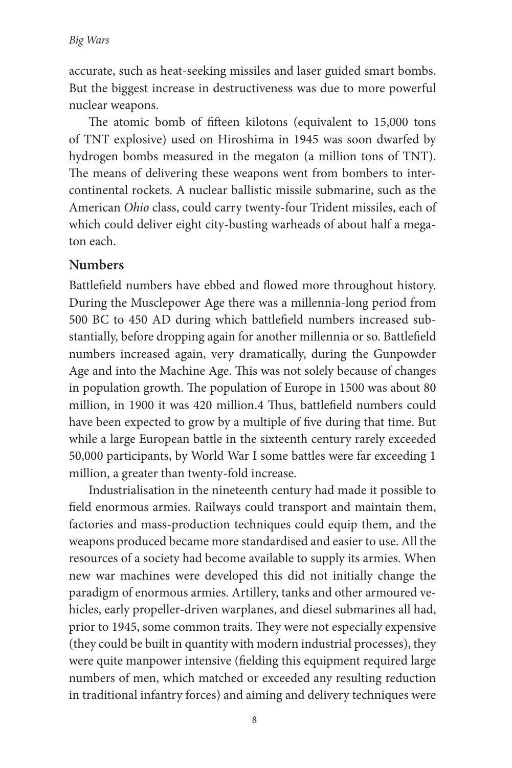accurate, such as heat-seeking missiles and laser guided smart bombs. But the biggest increase in destructiveness was due to more powerful nuclear weapons.

The atomic bomb of fifteen kilotons (equivalent to 15,000 tons of TNT explosive) used on Hiroshima in 1945 was soon dwarfed by hydrogen bombs measured in the megaton (a million tons of TNT). The means of delivering these weapons went from bombers to intercontinental rockets. A nuclear ballistic missile submarine, such as the American *Ohio* class, could carry twenty-four Trident missiles, each of which could deliver eight city-busting warheads of about half a megaton each.

## Numbers

Battlefield numbers have ebbed and flowed more throughout history. During the Musclepower Age there was a millennia-long period from 500 BC to 450 AD during which battlefield numbers increased substantially, before dropping again for another millennia or so. Battlefield numbers increased again, very dramatically, during the Gunpowder Age and into the Machine Age. This was not solely because of changes in population growth. The population of Europe in 1500 was about 80 million, in 1900 it was 420 million.[4] Thus, battlefield numbers could have been expected to grow by a multiple of five during that time. But while a large European battle in the sixteenth century rarely exceeded 50,000 participants, by World War I some battles were far exceeding 1 million, a greater than twenty-fold increase.

Industrialisation in the nineteenth century had made it possible to field enormous armies. Railways could transport and maintain them, factories and mass-production techniques could equip them, and the weapons produced became more standardised and easier to use. All the resources of a society had become available to supply its armies. When new war machines were developed this did not initially change the paradigm of enormous armies. Artillery, tanks and other armoured vehicles, early propeller-driven warplanes, and diesel submarines all had, prior to 1945, some common traits. They were not especially expensive (they could be built in quantity with modern industrial processes), they were quite manpower intensive (fielding this equipment required large numbers of men, which matched or exceeded any resulting reduction in traditional infantry forces) and aiming and delivery techniques were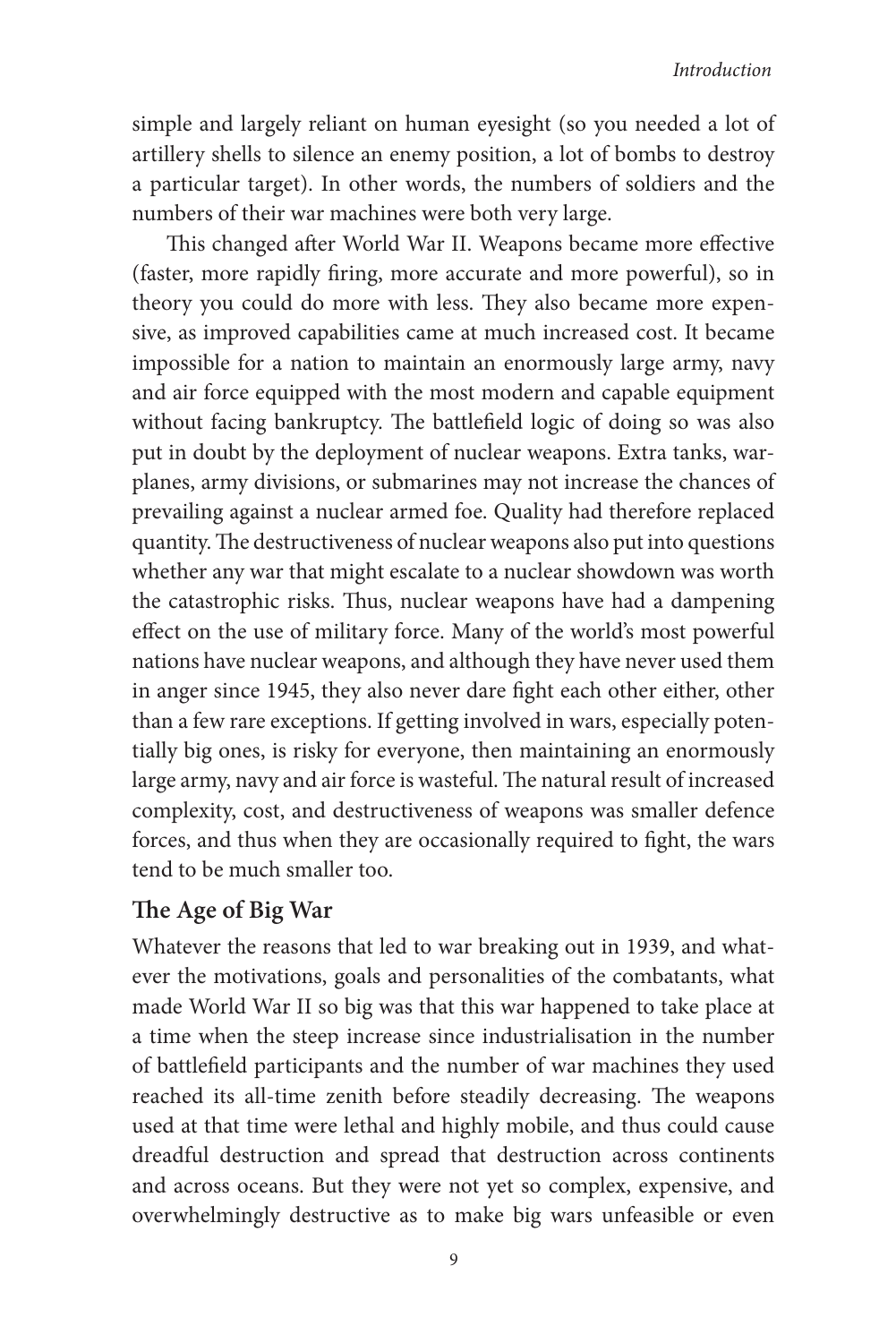simple and largely reliant on human eyesight (so you needed a lot of artillery shells to silence an enemy position, a lot of bombs to destroy a particular target). In other words, the numbers of soldiers and the numbers of their war machines were both very large.

This changed after World War II. Weapons became more effective (faster, more rapidly firing, more accurate and more powerful), so in theory you could do more with less. They also became more expensive, as improved capabilities came at much increased cost. It became impossible for a nation to maintain an enormously large army, navy and air force equipped with the most modern and capable equipment without facing bankruptcy. The battlefield logic of doing so was also put in doubt by the deployment of nuclear weapons. Extra tanks, warplanes, army divisions, or submarines may not increase the chances of prevailing against a nuclear armed foe. Quality had therefore replaced quantity. The destructiveness of nuclear weapons also put into questions whether any war that might escalate to a nuclear showdown was worth the catastrophic risks. Thus, nuclear weapons have had a dampening effect on the use of military force. Many of the world's most powerful nations have nuclear weapons, and although they have never used them in anger since 1945, they also never dare fight each other either, other than a few rare exceptions. If getting involved in wars, especially potentially big ones, is risky for everyone, then maintaining an enormously large army, navy and air force is wasteful. The natural result of increased complexity, cost, and destructiveness of weapons was smaller defence forces, and thus when they are occasionally required to fight, the wars tend to be much smaller too.

## The Age of Big War

Whatever the reasons that led to war breaking out in 1939, and whatever the motivations, goals and personalities of the combatants, what made World War II so big was that this war happened to take place at a time when the steep increase since industrialisation in the number of battlefield participants and the number of war machines they used reached its all-time zenith before steadily decreasing. The weapons used at that time were lethal and highly mobile, and thus could cause dreadful destruction and spread that destruction across continents and across oceans. But they were not yet so complex, expensive, and overwhelmingly destructive as to make big wars unfeasible or even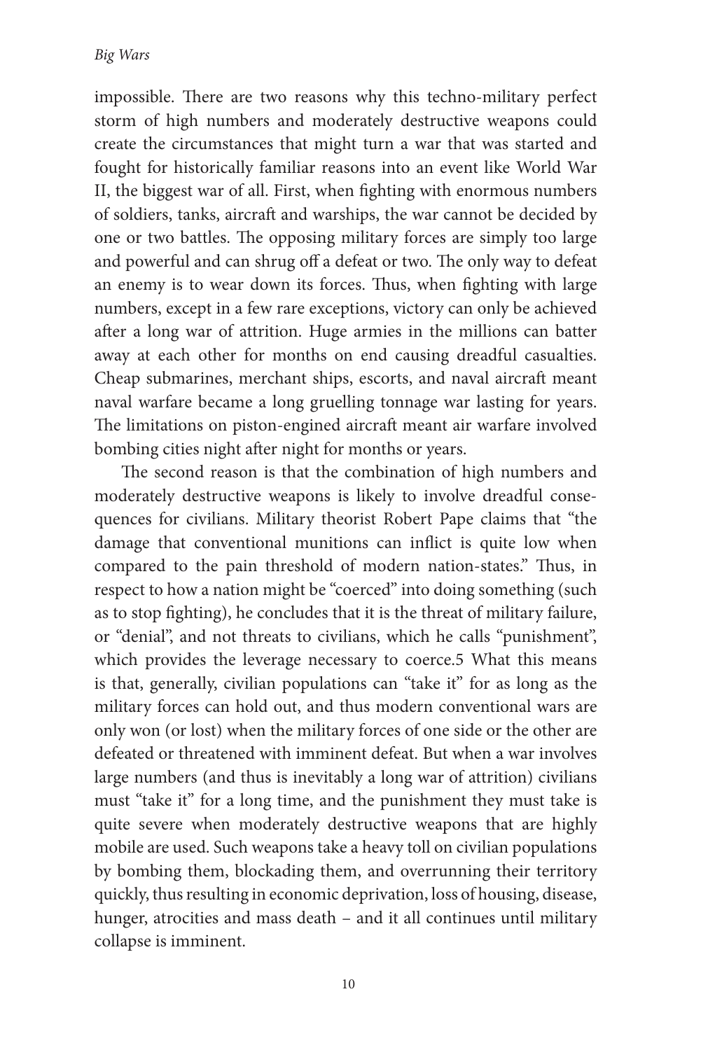impossible. There are two reasons why this techno-military perfect storm of high numbers and moderately destructive weapons could create the circumstances that might turn a war that was started and fought for historically familiar reasons into an event like World War II, the biggest war of all. First, when fighting with enormous numbers of soldiers, tanks, aircraft and warships, the war cannot be decided by one or two battles. The opposing military forces are simply too large and powerful and can shrug off a defeat or two. The only way to defeat an enemy is to wear down its forces. Thus, when fighting with large numbers, except in a few rare exceptions, victory can only be achieved after a long war of attrition. Huge armies in the millions can batter away at each other for months on end causing dreadful casualties. Cheap submarines, merchant ships, escorts, and naval aircraft meant naval warfare became a long gruelling tonnage war lasting for years. The limitations on piston-engined aircraft meant air warfare involved bombing cities night after night for months or years.

The second reason is that the combination of high numbers and moderately destructive weapons is likely to involve dreadful consequences for civilians. Military theorist Robert Pape claims that "the damage that conventional munitions can inflict is quite low when compared to the pain threshold of modern nation-states." Thus, in respect to how a nation might be "coerced" into doing something (such as to stop fighting), he concludes that it is the threat of military failure, or "denial", and not threats to civilians, which he calls "punishment", which provides the leverage necessary to coerce.5 What this means is that, generally, civilian populations can "take it" for as long as the military forces can hold out, and thus modern conventional wars are only won (or lost) when the military forces of one side or the other are defeated or threatened with imminent defeat. But when a war involves large numbers (and thus is inevitably a long war of attrition) civilians must "take it" for a long time, and the punishment they must take is quite severe when moderately destructive weapons that are highly mobile are used. Such weapons take a heavy toll on civilian populations by bombing them, blockading them, and overrunning their territory quickly, thus resulting in economic deprivation, loss of housing, disease, hunger, atrocities and mass death – and it all continues until military collapse is imminent.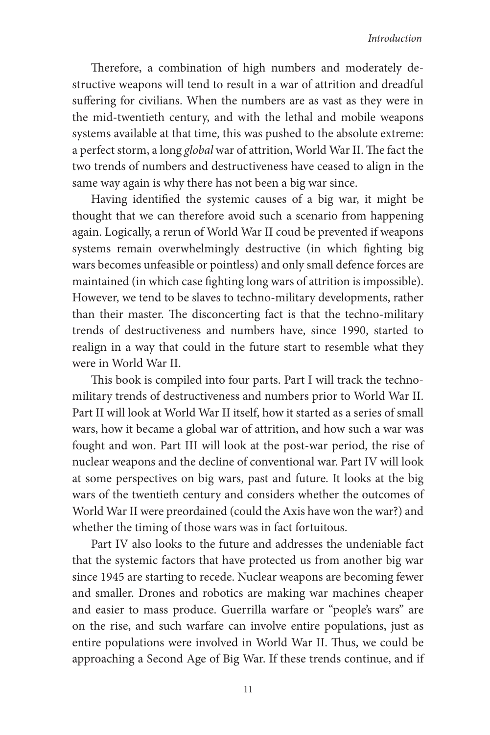Therefore, a combination of high numbers and moderately destructive weapons will tend to result in a war of attrition and dreadful suffering for civilians. When the numbers are as vast as they were in the mid-twentieth century, and with the lethal and mobile weapons systems available at that time, this was pushed to the absolute extreme: a perfect storm, a long *global* war of attrition, World War II. The fact the two trends of numbers and destructiveness have ceased to align in the same way again is why there has not been a big war since.

Having identified the systemic causes of a big war, it might be thought that we can therefore avoid such a scenario from happening again. Logically, a rerun of World War II coud be prevented if weapons systems remain overwhelmingly destructive (in which fighting big wars becomes unfeasible or pointless) and only small defence forces are maintained (in which case fighting long wars of attrition is impossible). However, we tend to be slaves to techno-military developments, rather than their master. The disconcerting fact is that the techno-military trends of destructiveness and numbers have, since 1990, started to realign in a way that could in the future start to resemble what they were in World War II.

This book is compiled into four parts. Part I will track the techno-military trends of destructiveness and numbers prior to World War II. Part II will look at World War II itself, how it started as a series of small wars, how it became a global war of attrition, and how such a war was fought and won. Part III will look at the post-war period, the rise of nuclear weapons and the decline of conventional war. Part IV will look at some perspectives on big wars, past and future. It looks at the big wars of the twentieth century and considers whether the outcomes of World War II were preordained (could the Axis have won the war?) and whether the timing of those wars was in fact fortuitous.

Part IV also looks to the future and addresses the undeniable fact that the systemic factors that have protected us from another big war since 1945 are starting to recede. Nuclear weapons are becoming fewer and smaller. Drones and robotics are making war machines cheaper and easier to mass produce. Guerrilla warfare or "people's wars" are on the rise, and such warfare can involve entire populations, just as entire populations were involved in World War II. Thus, we could be approaching a Second Age of Big War. If these trends continue, and if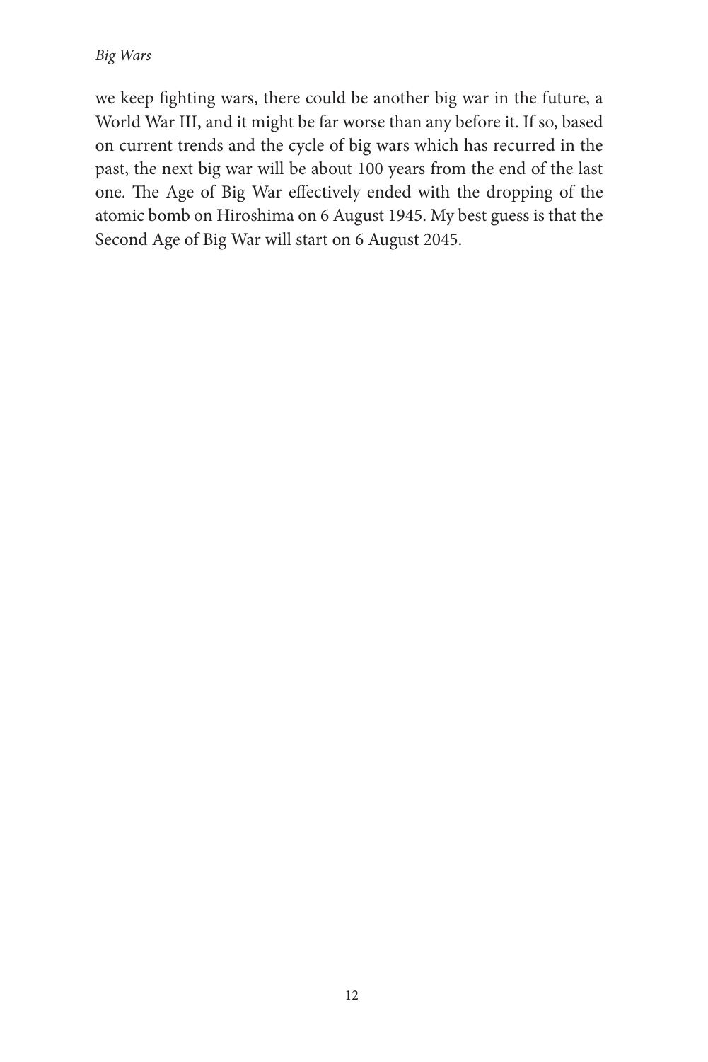we keep fighting wars, there could be another big war in the future, a World War III, and it might be far worse than any before it. If so, based on current trends and the cycle of big wars which has recurred in the past, the next big war will be about 100 years from the end of the last one. The Age of Big War effectively ended with the dropping of the atomic bomb on Hiroshima on 6 August 1945. My best guess is that the Second Age of Big War will start on 6 August 2045.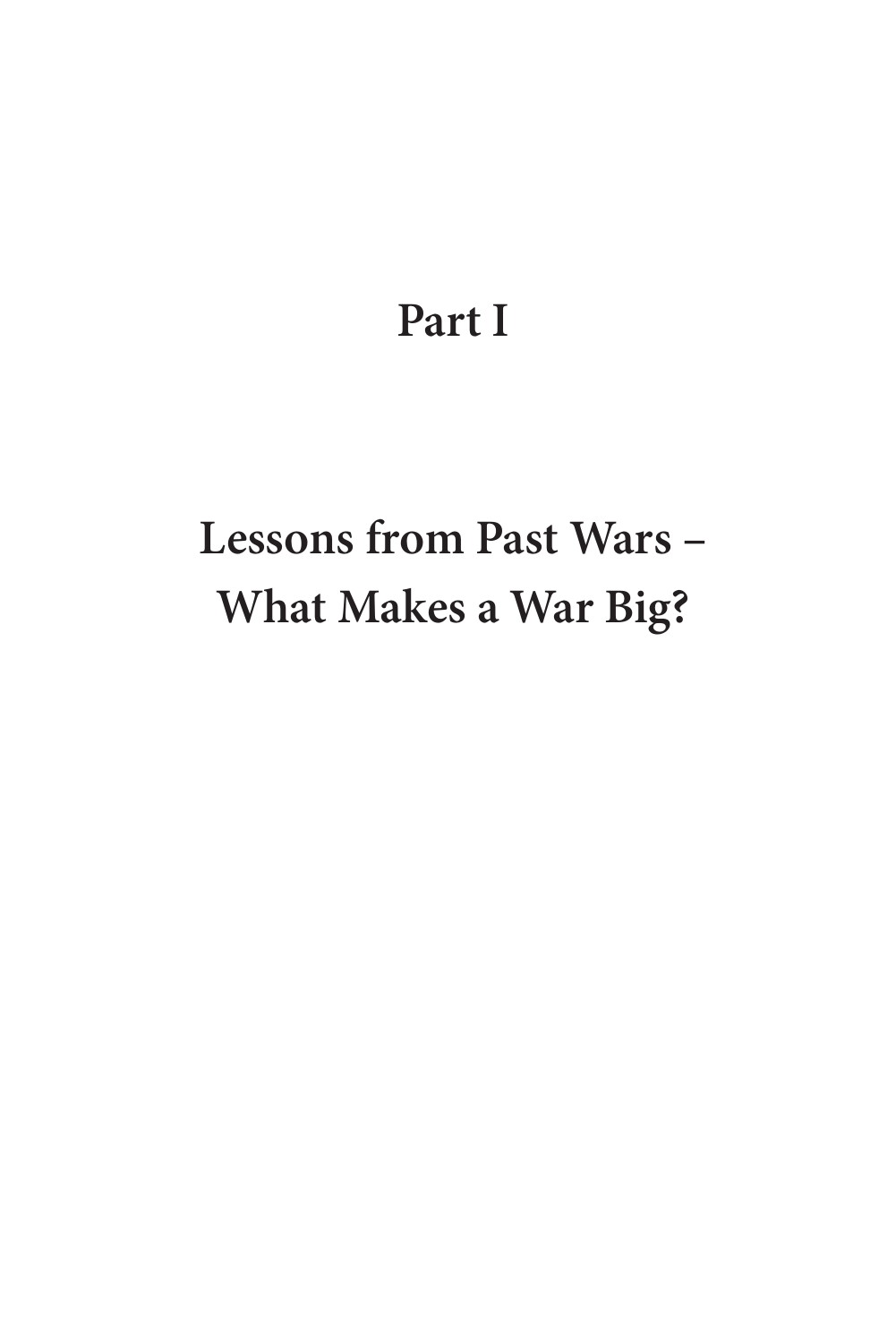# Part I

# Lessons from Past Wars – What Makes a War Big?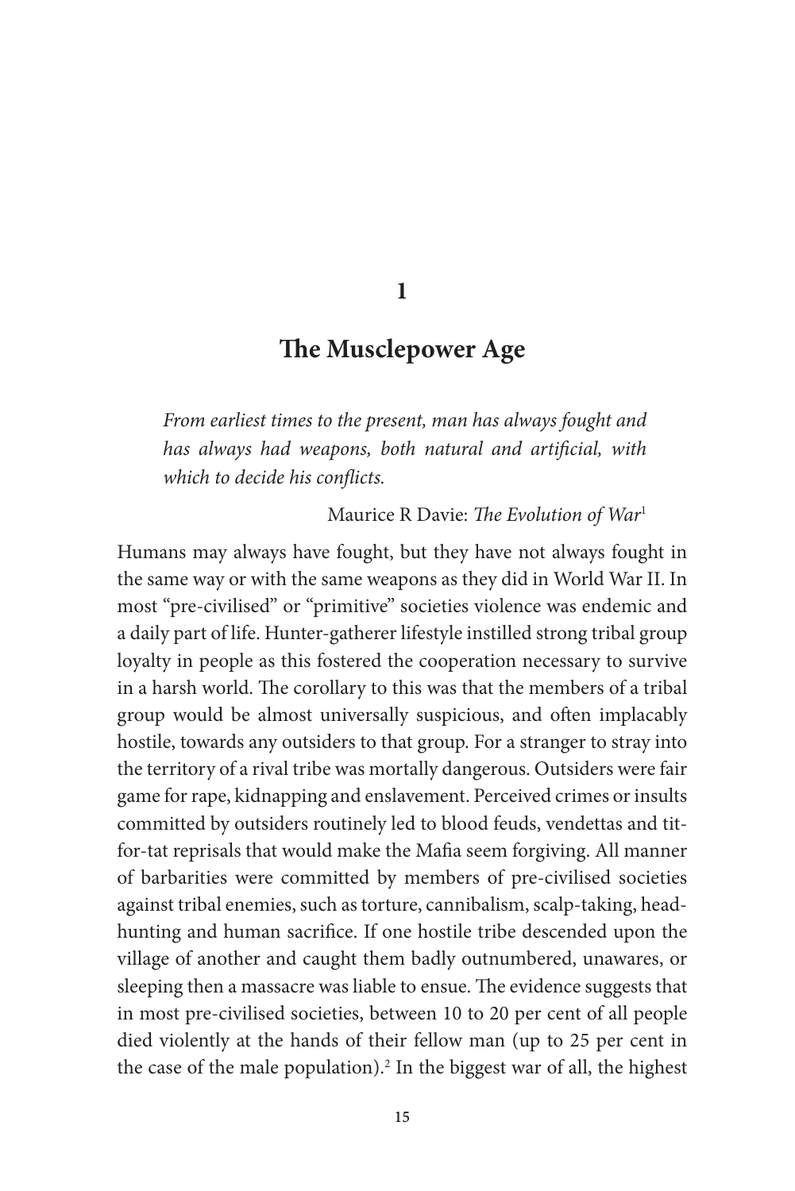# 1

## The Musclepower Age

> *From earliest times to the present, man has always fought and has always had weapons, both natural and artificial, with which to decide his conflicts.*
>
> Maurice R Davie: *The Evolution of War*[1]

Humans may always have fought, but they have not always fought in the same way or with the same weapons as they did in World War II. In most "pre-civilised" or "primitive" societies violence was endemic and a daily part of life. Hunter-gatherer lifestyle instilled strong tribal group loyalty in people as this fostered the cooperation necessary to survive in a harsh world. The corollary to this was that the members of a tribal group would be almost universally suspicious, and often implacably hostile, towards any outsiders to that group. For a stranger to stray into the territory of a rival tribe was mortally dangerous. Outsiders were fair game for rape, kidnapping and enslavement. Perceived crimes or insults committed by outsiders routinely led to blood feuds, vendettas and tit-for-tat reprisals that would make the Mafia seem forgiving. All manner of barbarities were committed by members of pre-civilised societies against tribal enemies, such as torture, cannibalism, scalp-taking, head-hunting and human sacrifice. If one hostile tribe descended upon the village of another and caught them badly outnumbered, unawares, or sleeping then a massacre was liable to ensue. The evidence suggests that in most pre-civilised societies, between 10 to 20 per cent of all people died violently at the hands of their fellow man (up to 25 per cent in the case of the male population).[2] In the biggest war of all, the highest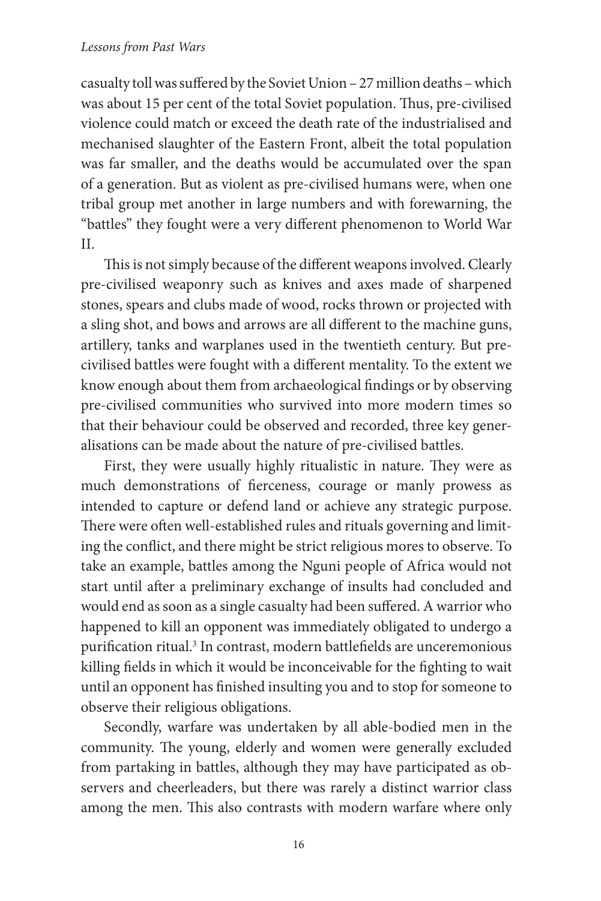casualty toll was suffered by the Soviet Union – 27 million deaths – which was about 15 per cent of the total Soviet population. Thus, pre-civilised violence could match or exceed the death rate of the industrialised and mechanised slaughter of the Eastern Front, albeit the total population was far smaller, and the deaths would be accumulated over the span of a generation. But as violent as pre-civilised humans were, when one tribal group met another in large numbers and with forewarning, the "battles" they fought were a very different phenomenon to World War II.

This is not simply because of the different weapons involved. Clearly pre-civilised weaponry such as knives and axes made of sharpened stones, spears and clubs made of wood, rocks thrown or projected with a sling shot, and bows and arrows are all different to the machine guns, artillery, tanks and warplanes used in the twentieth century. But pre-civilised battles were fought with a different mentality. To the extent we know enough about them from archaeological findings or by observing pre-civilised communities who survived into more modern times so that their behaviour could be observed and recorded, three key generalisations can be made about the nature of pre-civilised battles.

First, they were usually highly ritualistic in nature. They were as much demonstrations of fierceness, courage or manly prowess as intended to capture or defend land or achieve any strategic purpose. There were often well-established rules and rituals governing and limiting the conflict, and there might be strict religious mores to observe. To take an example, battles among the Nguni people of Africa would not start until after a preliminary exchange of insults had concluded and would end as soon as a single casualty had been suffered. A warrior who happened to kill an opponent was immediately obligated to undergo a purification ritual.[3] In contrast, modern battlefields are unceremonious killing fields in which it would be inconceivable for the fighting to wait until an opponent has finished insulting you and to stop for someone to observe their religious obligations.

Secondly, warfare was undertaken by all able-bodied men in the community. The young, elderly and women were generally excluded from partaking in battles, although they may have participated as observers and cheerleaders, but there was rarely a distinct warrior class among the men. This also contrasts with modern warfare where only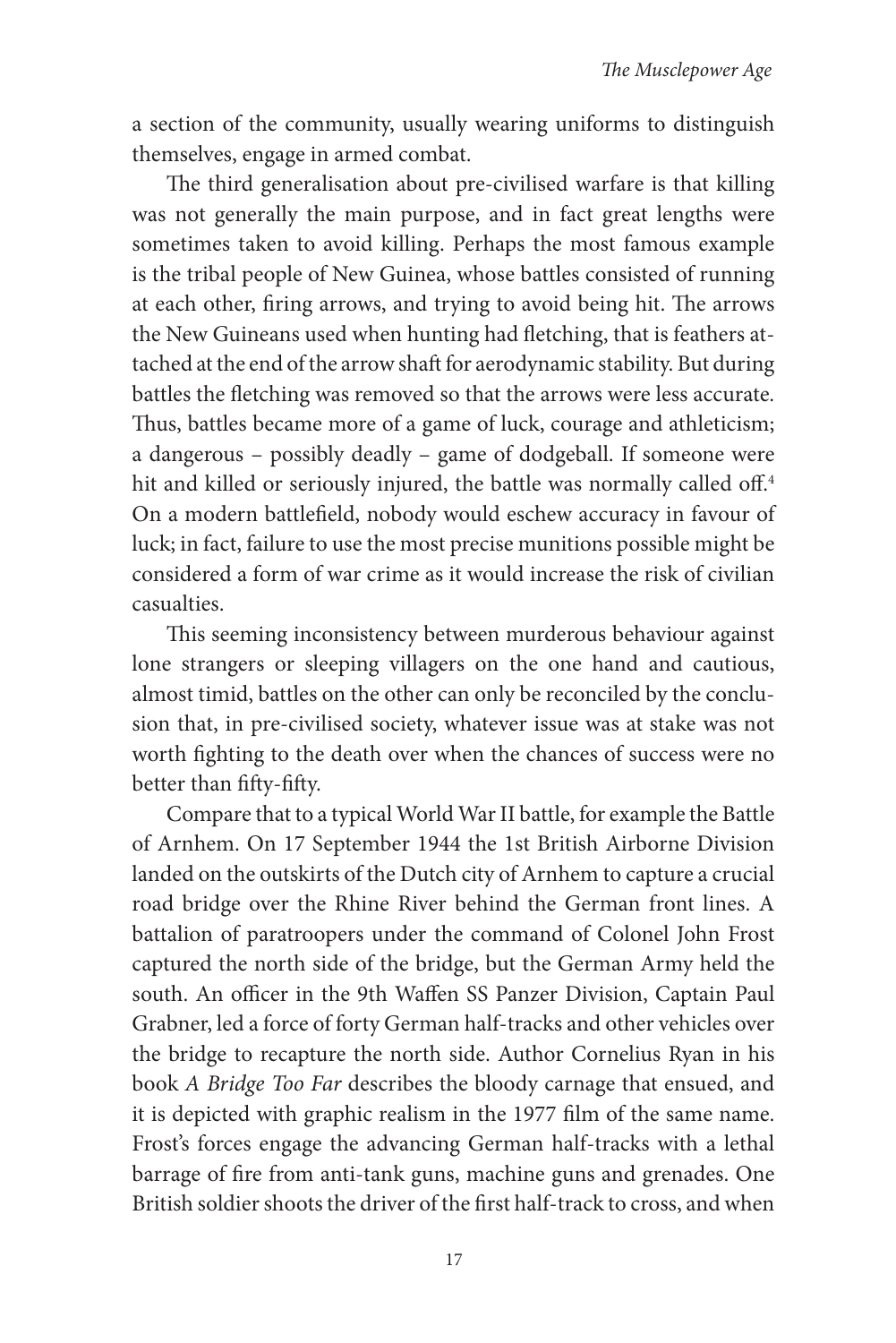a section of the community, usually wearing uniforms to distinguish themselves, engage in armed combat.

The third generalisation about pre-civilised warfare is that killing was not generally the main purpose, and in fact great lengths were sometimes taken to avoid killing. Perhaps the most famous example is the tribal people of New Guinea, whose battles consisted of running at each other, firing arrows, and trying to avoid being hit. The arrows the New Guineans used when hunting had fletching, that is feathers attached at the end of the arrow shaft for aerodynamic stability. But during battles the fletching was removed so that the arrows were less accurate. Thus, battles became more of a game of luck, courage and athleticism; a dangerous – possibly deadly – game of dodgeball. If someone were hit and killed or seriously injured, the battle was normally called off.[4] On a modern battlefield, nobody would eschew accuracy in favour of luck; in fact, failure to use the most precise munitions possible might be considered a form of war crime as it would increase the risk of civilian casualties.

This seeming inconsistency between murderous behaviour against lone strangers or sleeping villagers on the one hand and cautious, almost timid, battles on the other can only be reconciled by the conclusion that, in pre-civilised society, whatever issue was at stake was not worth fighting to the death over when the chances of success were no better than fifty-fifty.

Compare that to a typical World War II battle, for example the Battle of Arnhem. On 17 September 1944 the 1st British Airborne Division landed on the outskirts of the Dutch city of Arnhem to capture a crucial road bridge over the Rhine River behind the German front lines. A battalion of paratroopers under the command of Colonel John Frost captured the north side of the bridge, but the German Army held the south. An officer in the 9th Waffen SS Panzer Division, Captain Paul Grabner, led a force of forty German half-tracks and other vehicles over the bridge to recapture the north side. Author Cornelius Ryan in his book *A Bridge Too Far* describes the bloody carnage that ensued, and it is depicted with graphic realism in the 1977 film of the same name. Frost's forces engage the advancing German half-tracks with a lethal barrage of fire from anti-tank guns, machine guns and grenades. One British soldier shoots the driver of the first half-track to cross, and when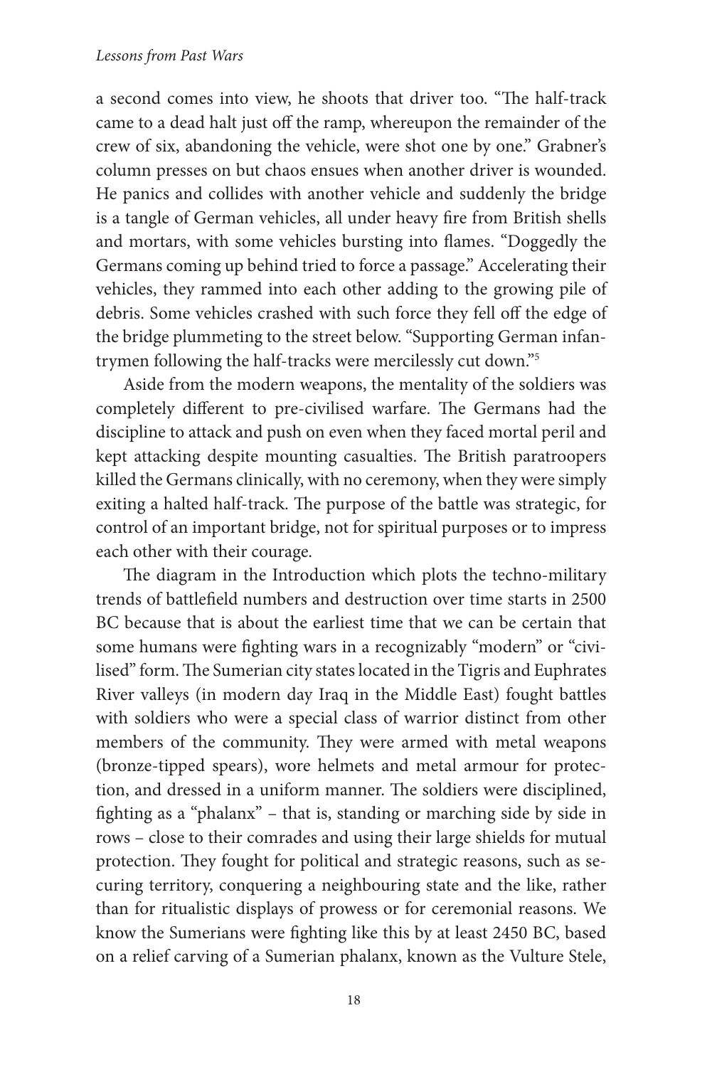a second comes into view, he shoots that driver too. "The half-track came to a dead halt just off the ramp, whereupon the remainder of the crew of six, abandoning the vehicle, were shot one by one." Grabner's column presses on but chaos ensues when another driver is wounded. He panics and collides with another vehicle and suddenly the bridge is a tangle of German vehicles, all under heavy fire from British shells and mortars, with some vehicles bursting into flames. "Doggedly the Germans coming up behind tried to force a passage." Accelerating their vehicles, they rammed into each other adding to the growing pile of debris. Some vehicles crashed with such force they fell off the edge of the bridge plummeting to the street below. "Supporting German infantrymen following the half-tracks were mercilessly cut down."[5]

Aside from the modern weapons, the mentality of the soldiers was completely different to pre-civilised warfare. The Germans had the discipline to attack and push on even when they faced mortal peril and kept attacking despite mounting casualties. The British paratroopers killed the Germans clinically, with no ceremony, when they were simply exiting a halted half-track. The purpose of the battle was strategic, for control of an important bridge, not for spiritual purposes or to impress each other with their courage.

The diagram in the Introduction which plots the techno-military trends of battlefield numbers and destruction over time starts in 2500 BC because that is about the earliest time that we can be certain that some humans were fighting wars in a recognizably "modern" or "civilised" form. The Sumerian city states located in the Tigris and Euphrates River valleys (in modern day Iraq in the Middle East) fought battles with soldiers who were a special class of warrior distinct from other members of the community. They were armed with metal weapons (bronze-tipped spears), wore helmets and metal armour for protection, and dressed in a uniform manner. The soldiers were disciplined, fighting as a "phalanx" – that is, standing or marching side by side in rows – close to their comrades and using their large shields for mutual protection. They fought for political and strategic reasons, such as securing territory, conquering a neighbouring state and the like, rather than for ritualistic displays of prowess or for ceremonial reasons. We know the Sumerians were fighting like this by at least 2450 BC, based on a relief carving of a Sumerian phalanx, known as the Vulture Stele,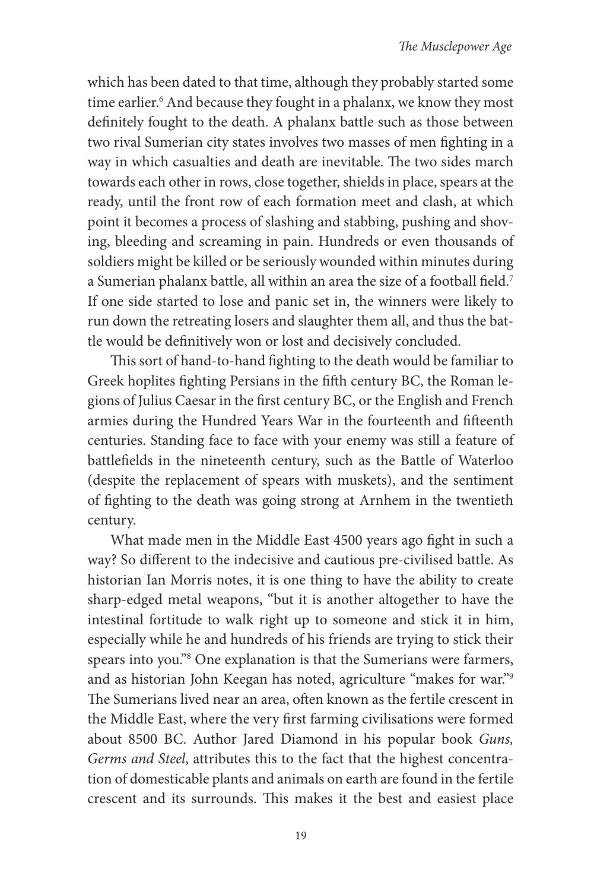which has been dated to that time, although they probably started some time earlier.[6] And because they fought in a phalanx, we know they most definitely fought to the death. A phalanx battle such as those between two rival Sumerian city states involves two masses of men fighting in a way in which casualties and death are inevitable. The two sides march towards each other in rows, close together, shields in place, spears at the ready, until the front row of each formation meet and clash, at which point it becomes a process of slashing and stabbing, pushing and shoving, bleeding and screaming in pain. Hundreds or even thousands of soldiers might be killed or be seriously wounded within minutes during a Sumerian phalanx battle, all within an area the size of a football field.[7] If one side started to lose and panic set in, the winners were likely to run down the retreating losers and slaughter them all, and thus the battle would be definitively won or lost and decisively concluded.

This sort of hand-to-hand fighting to the death would be familiar to Greek hoplites fighting Persians in the fifth century BC, the Roman legions of Julius Caesar in the first century BC, or the English and French armies during the Hundred Years War in the fourteenth and fifteenth centuries. Standing face to face with your enemy was still a feature of battlefields in the nineteenth century, such as the Battle of Waterloo (despite the replacement of spears with muskets), and the sentiment of fighting to the death was going strong at Arnhem in the twentieth century.

What made men in the Middle East 4500 years ago fight in such a way? So different to the indecisive and cautious pre-civilised battle. As historian Ian Morris notes, it is one thing to have the ability to create sharp-edged metal weapons, "but it is another altogether to have the intestinal fortitude to walk right up to someone and stick it in him, especially while he and hundreds of his friends are trying to stick their spears into you."[8] One explanation is that the Sumerians were farmers, and as historian John Keegan has noted, agriculture "makes for war."[9] The Sumerians lived near an area, often known as the fertile crescent in the Middle East, where the very first farming civilisations were formed about 8500 BC. Author Jared Diamond in his popular book *Guns, Germs and Steel*, attributes this to the fact that the highest concentration of domesticable plants and animals on earth are found in the fertile crescent and its surrounds. This makes it the best and easiest place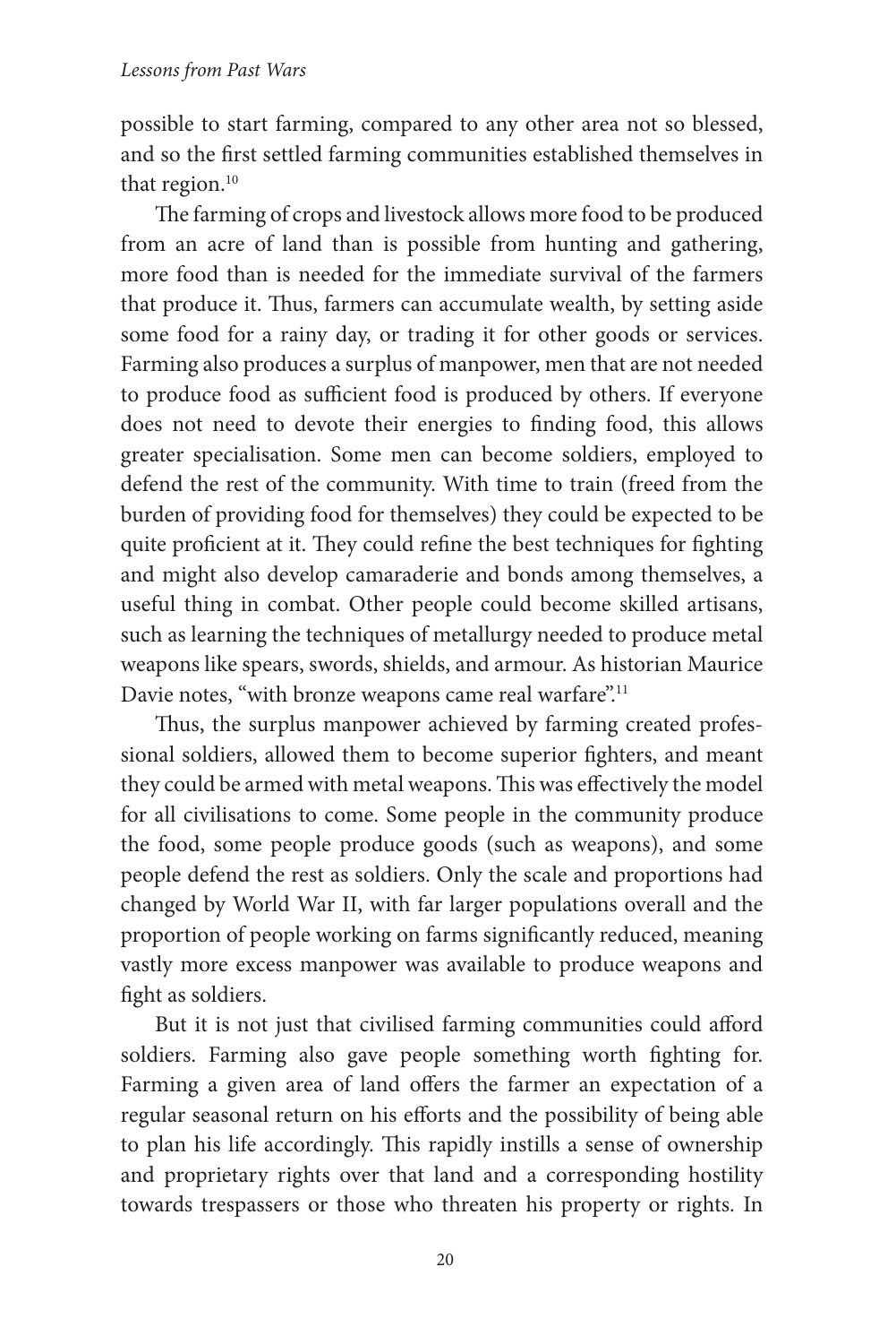possible to start farming, compared to any other area not so blessed, and so the first settled farming communities established themselves in that region.[10]

The farming of crops and livestock allows more food to be produced from an acre of land than is possible from hunting and gathering, more food than is needed for the immediate survival of the farmers that produce it. Thus, farmers can accumulate wealth, by setting aside some food for a rainy day, or trading it for other goods or services. Farming also produces a surplus of manpower, men that are not needed to produce food as sufficient food is produced by others. If everyone does not need to devote their energies to finding food, this allows greater specialisation. Some men can become soldiers, employed to defend the rest of the community. With time to train (freed from the burden of providing food for themselves) they could be expected to be quite proficient at it. They could refine the best techniques for fighting and might also develop camaraderie and bonds among themselves, a useful thing in combat. Other people could become skilled artisans, such as learning the techniques of metallurgy needed to produce metal weapons like spears, swords, shields, and armour. As historian Maurice Davie notes, "with bronze weapons came real warfare".[11]

Thus, the surplus manpower achieved by farming created professional soldiers, allowed them to become superior fighters, and meant they could be armed with metal weapons. This was effectively the model for all civilisations to come. Some people in the community produce the food, some people produce goods (such as weapons), and some people defend the rest as soldiers. Only the scale and proportions had changed by World War II, with far larger populations overall and the proportion of people working on farms significantly reduced, meaning vastly more excess manpower was available to produce weapons and fight as soldiers.

But it is not just that civilised farming communities could afford soldiers. Farming also gave people something worth fighting for. Farming a given area of land offers the farmer an expectation of a regular seasonal return on his efforts and the possibility of being able to plan his life accordingly. This rapidly instills a sense of ownership and proprietary rights over that land and a corresponding hostility towards trespassers or those who threaten his property or rights. In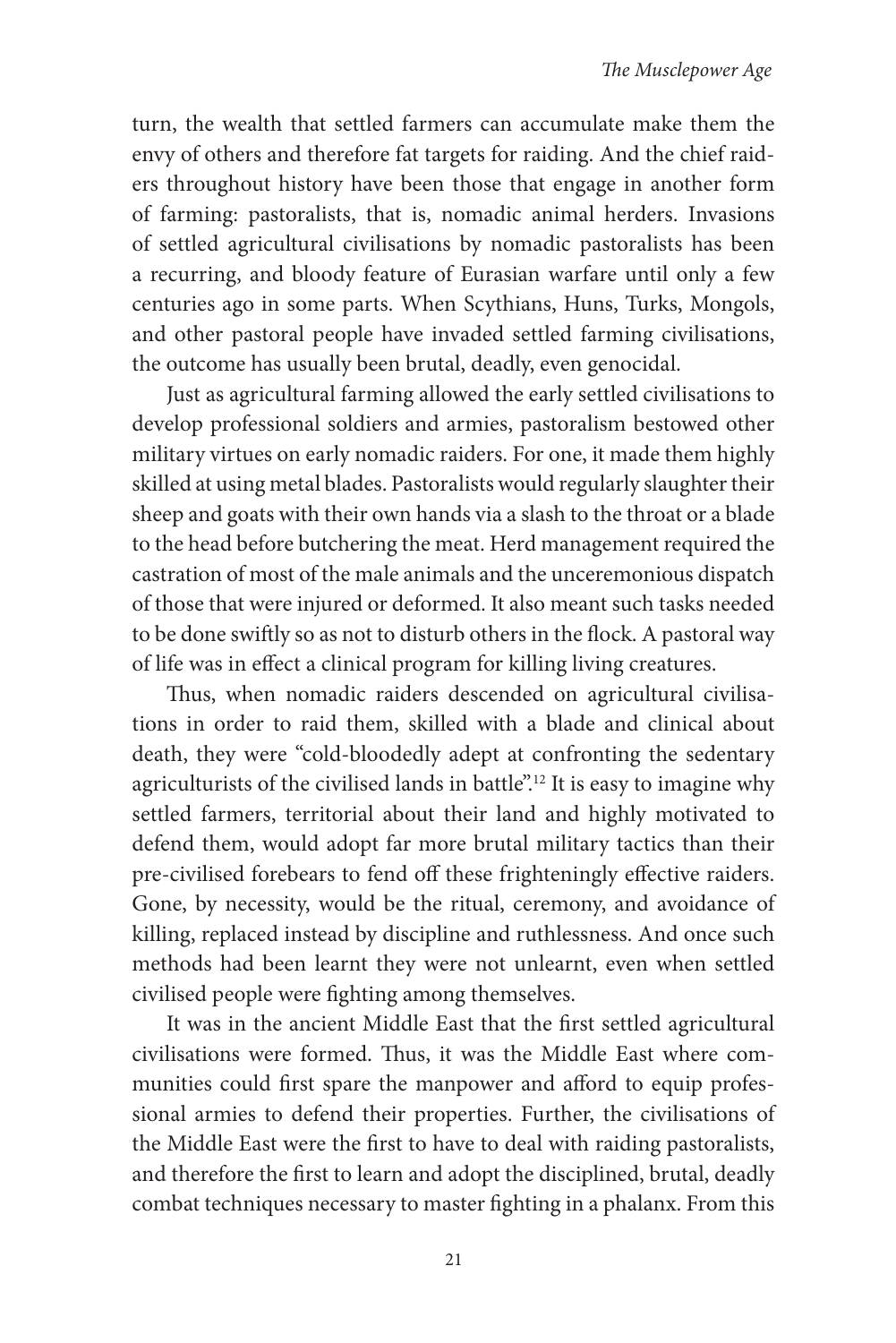turn, the wealth that settled farmers can accumulate make them the envy of others and therefore fat targets for raiding. And the chief raiders throughout history have been those that engage in another form of farming: pastoralists, that is, nomadic animal herders. Invasions of settled agricultural civilisations by nomadic pastoralists has been a recurring, and bloody feature of Eurasian warfare until only a few centuries ago in some parts. When Scythians, Huns, Turks, Mongols, and other pastoral people have invaded settled farming civilisations, the outcome has usually been brutal, deadly, even genocidal.

Just as agricultural farming allowed the early settled civilisations to develop professional soldiers and armies, pastoralism bestowed other military virtues on early nomadic raiders. For one, it made them highly skilled at using metal blades. Pastoralists would regularly slaughter their sheep and goats with their own hands via a slash to the throat or a blade to the head before butchering the meat. Herd management required the castration of most of the male animals and the unceremonious dispatch of those that were injured or deformed. It also meant such tasks needed to be done swiftly so as not to disturb others in the flock. A pastoral way of life was in effect a clinical program for killing living creatures.

Thus, when nomadic raiders descended on agricultural civilisations in order to raid them, skilled with a blade and clinical about death, they were "cold-bloodedly adept at confronting the sedentary agriculturists of the civilised lands in battle".[12] It is easy to imagine why settled farmers, territorial about their land and highly motivated to defend them, would adopt far more brutal military tactics than their pre-civilised forebears to fend off these frighteningly effective raiders. Gone, by necessity, would be the ritual, ceremony, and avoidance of killing, replaced instead by discipline and ruthlessness. And once such methods had been learnt they were not unlearnt, even when settled civilised people were fighting among themselves.

It was in the ancient Middle East that the first settled agricultural civilisations were formed. Thus, it was the Middle East where communities could first spare the manpower and afford to equip professional armies to defend their properties. Further, the civilisations of the Middle East were the first to have to deal with raiding pastoralists, and therefore the first to learn and adopt the disciplined, brutal, deadly combat techniques necessary to master fighting in a phalanx. From this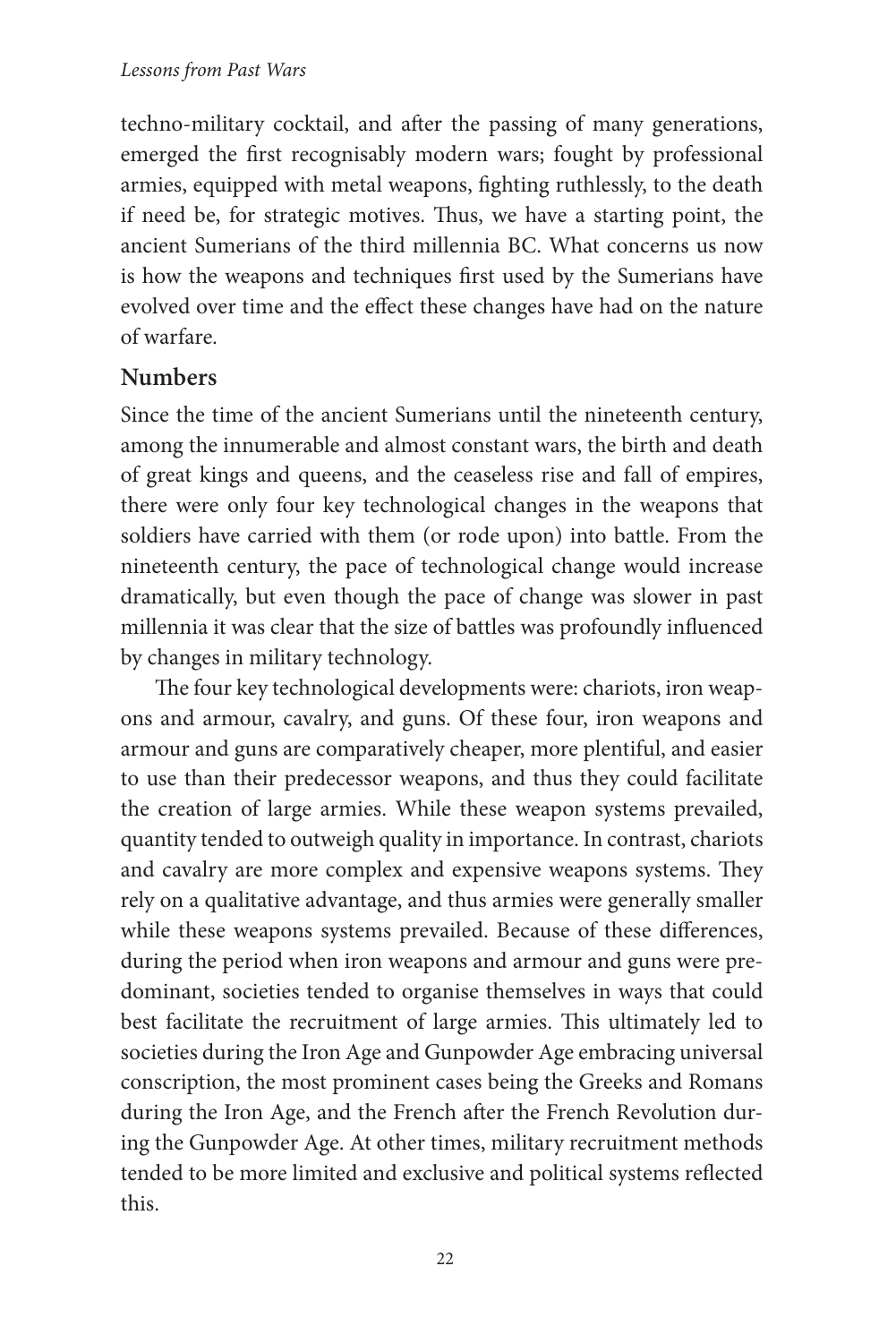techno-military cocktail, and after the passing of many generations, emerged the first recognisably modern wars; fought by professional armies, equipped with metal weapons, fighting ruthlessly, to the death if need be, for strategic motives. Thus, we have a starting point, the ancient Sumerians of the third millennia BC. What concerns us now is how the weapons and techniques first used by the Sumerians have evolved over time and the effect these changes have had on the nature of warfare.

## Numbers

Since the time of the ancient Sumerians until the nineteenth century, among the innumerable and almost constant wars, the birth and death of great kings and queens, and the ceaseless rise and fall of empires, there were only four key technological changes in the weapons that soldiers have carried with them (or rode upon) into battle. From the nineteenth century, the pace of technological change would increase dramatically, but even though the pace of change was slower in past millennia it was clear that the size of battles was profoundly influenced by changes in military technology.

The four key technological developments were: chariots, iron weapons and armour, cavalry, and guns. Of these four, iron weapons and armour and guns are comparatively cheaper, more plentiful, and easier to use than their predecessor weapons, and thus they could facilitate the creation of large armies. While these weapon systems prevailed, quantity tended to outweigh quality in importance. In contrast, chariots and cavalry are more complex and expensive weapons systems. They rely on a qualitative advantage, and thus armies were generally smaller while these weapons systems prevailed. Because of these differences, during the period when iron weapons and armour and guns were predominant, societies tended to organise themselves in ways that could best facilitate the recruitment of large armies. This ultimately led to societies during the Iron Age and Gunpowder Age embracing universal conscription, the most prominent cases being the Greeks and Romans during the Iron Age, and the French after the French Revolution during the Gunpowder Age. At other times, military recruitment methods tended to be more limited and exclusive and political systems reflected this.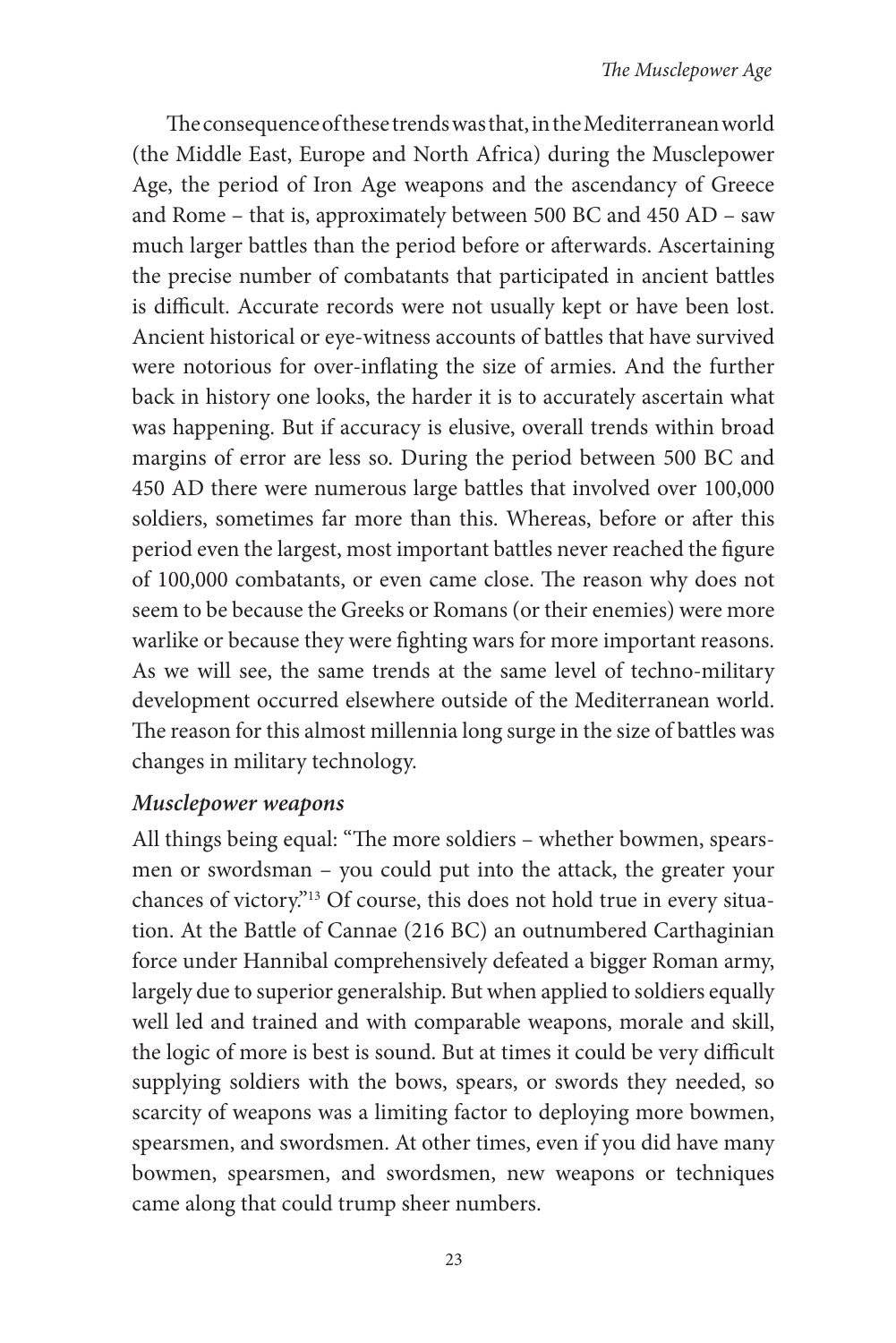The consequence of these trends was that, in the Mediterranean world (the Middle East, Europe and North Africa) during the Musclepower Age, the period of Iron Age weapons and the ascendancy of Greece and Rome – that is, approximately between 500 BC and 450 AD – saw much larger battles than the period before or afterwards. Ascertaining the precise number of combatants that participated in ancient battles is difficult. Accurate records were not usually kept or have been lost. Ancient historical or eye-witness accounts of battles that have survived were notorious for over-inflating the size of armies. And the further back in history one looks, the harder it is to accurately ascertain what was happening. But if accuracy is elusive, overall trends within broad margins of error are less so. During the period between 500 BC and 450 AD there were numerous large battles that involved over 100,000 soldiers, sometimes far more than this. Whereas, before or after this period even the largest, most important battles never reached the figure of 100,000 combatants, or even came close. The reason why does not seem to be because the Greeks or Romans (or their enemies) were more warlike or because they were fighting wars for more important reasons. As we will see, the same trends at the same level of techno-military development occurred elsewhere outside of the Mediterranean world. The reason for this almost millennia long surge in the size of battles was changes in military technology.

### *Musclepower weapons*

All things being equal: "The more soldiers – whether bowmen, spearsmen or swordsman – you could put into the attack, the greater your chances of victory."[13] Of course, this does not hold true in every situation. At the Battle of Cannae (216 BC) an outnumbered Carthaginian force under Hannibal comprehensively defeated a bigger Roman army, largely due to superior generalship. But when applied to soldiers equally well led and trained and with comparable weapons, morale and skill, the logic of more is best is sound. But at times it could be very difficult supplying soldiers with the bows, spears, or swords they needed, so scarcity of weapons was a limiting factor to deploying more bowmen, spearsmen, and swordsmen. At other times, even if you did have many bowmen, spearsmen, and swordsmen, new weapons or techniques came along that could trump sheer numbers.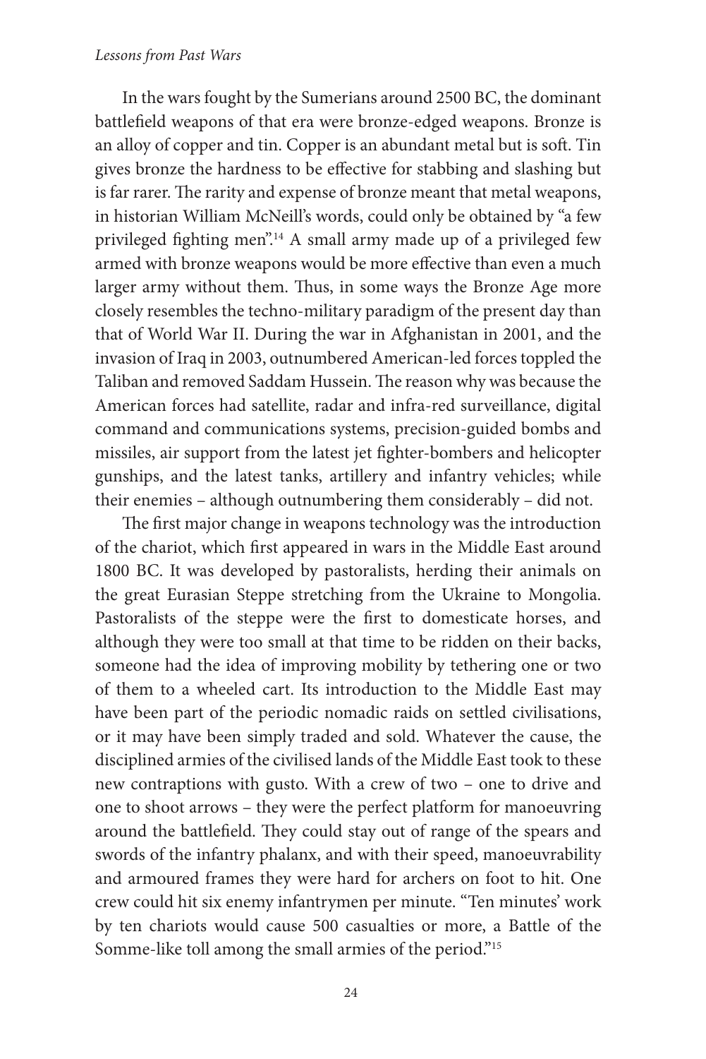In the wars fought by the Sumerians around 2500 BC, the dominant battlefield weapons of that era were bronze-edged weapons. Bronze is an alloy of copper and tin. Copper is an abundant metal but is soft. Tin gives bronze the hardness to be effective for stabbing and slashing but is far rarer. The rarity and expense of bronze meant that metal weapons, in historian William McNeill's words, could only be obtained by "a few privileged fighting men".[14] A small army made up of a privileged few armed with bronze weapons would be more effective than even a much larger army without them. Thus, in some ways the Bronze Age more closely resembles the techno-military paradigm of the present day than that of World War II. During the war in Afghanistan in 2001, and the invasion of Iraq in 2003, outnumbered American-led forces toppled the Taliban and removed Saddam Hussein. The reason why was because the American forces had satellite, radar and infra-red surveillance, digital command and communications systems, precision-guided bombs and missiles, air support from the latest jet fighter-bombers and helicopter gunships, and the latest tanks, artillery and infantry vehicles; while their enemies – although outnumbering them considerably – did not.

The first major change in weapons technology was the introduction of the chariot, which first appeared in wars in the Middle East around 1800 BC. It was developed by pastoralists, herding their animals on the great Eurasian Steppe stretching from the Ukraine to Mongolia. Pastoralists of the steppe were the first to domesticate horses, and although they were too small at that time to be ridden on their backs, someone had the idea of improving mobility by tethering one or two of them to a wheeled cart. Its introduction to the Middle East may have been part of the periodic nomadic raids on settled civilisations, or it may have been simply traded and sold. Whatever the cause, the disciplined armies of the civilised lands of the Middle East took to these new contraptions with gusto. With a crew of two – one to drive and one to shoot arrows – they were the perfect platform for manoeuvring around the battlefield. They could stay out of range of the spears and swords of the infantry phalanx, and with their speed, manoeuvrability and armoured frames they were hard for archers on foot to hit. One crew could hit six enemy infantrymen per minute. "Ten minutes' work by ten chariots would cause 500 casualties or more, a Battle of the Somme-like toll among the small armies of the period."[15]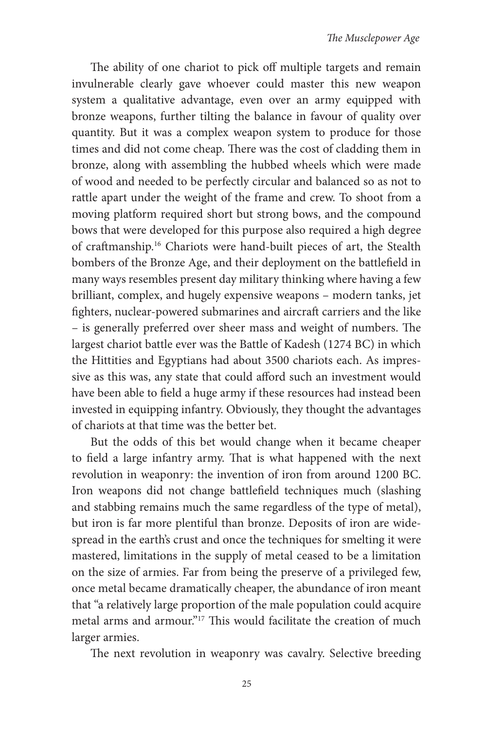The ability of one chariot to pick off multiple targets and remain invulnerable clearly gave whoever could master this new weapon system a qualitative advantage, even over an army equipped with bronze weapons, further tilting the balance in favour of quality over quantity. But it was a complex weapon system to produce for those times and did not come cheap. There was the cost of cladding them in bronze, along with assembling the hubbed wheels which were made of wood and needed to be perfectly circular and balanced so as not to rattle apart under the weight of the frame and crew. To shoot from a moving platform required short but strong bows, and the compound bows that were developed for this purpose also required a high degree of craftmanship.[16] Chariots were hand-built pieces of art, the Stealth bombers of the Bronze Age, and their deployment on the battlefield in many ways resembles present day military thinking where having a few brilliant, complex, and hugely expensive weapons – modern tanks, jet fighters, nuclear-powered submarines and aircraft carriers and the like – is generally preferred over sheer mass and weight of numbers. The largest chariot battle ever was the Battle of Kadesh (1274 BC) in which the Hittities and Egyptians had about 3500 chariots each. As impressive as this was, any state that could afford such an investment would have been able to field a huge army if these resources had instead been invested in equipping infantry. Obviously, they thought the advantages of chariots at that time was the better bet.

But the odds of this bet would change when it became cheaper to field a large infantry army. That is what happened with the next revolution in weaponry: the invention of iron from around 1200 BC. Iron weapons did not change battlefield techniques much (slashing and stabbing remains much the same regardless of the type of metal), but iron is far more plentiful than bronze. Deposits of iron are widespread in the earth's crust and once the techniques for smelting it were mastered, limitations in the supply of metal ceased to be a limitation on the size of armies. Far from being the preserve of a privileged few, once metal became dramatically cheaper, the abundance of iron meant that "a relatively large proportion of the male population could acquire metal arms and armour."[17] This would facilitate the creation of much larger armies.

The next revolution in weaponry was cavalry. Selective breeding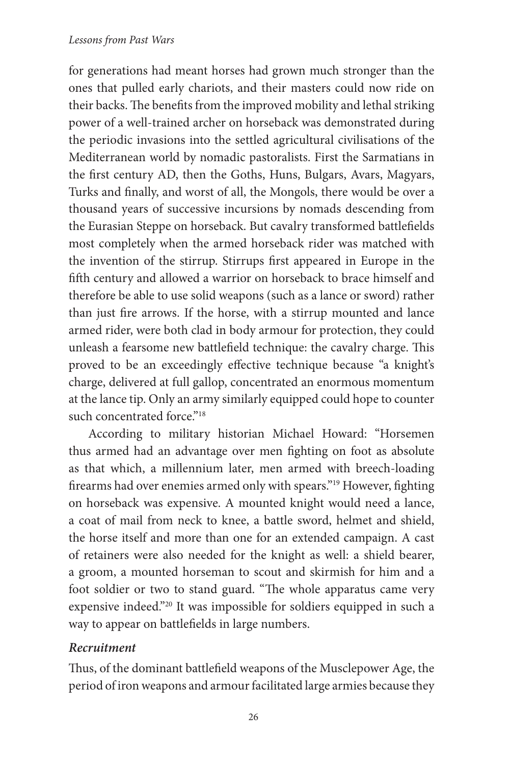for generations had meant horses had grown much stronger than the ones that pulled early chariots, and their masters could now ride on their backs. The benefits from the improved mobility and lethal striking power of a well-trained archer on horseback was demonstrated during the periodic invasions into the settled agricultural civilisations of the Mediterranean world by nomadic pastoralists. First the Sarmatians in the first century AD, then the Goths, Huns, Bulgars, Avars, Magyars, Turks and finally, and worst of all, the Mongols, there would be over a thousand years of successive incursions by nomads descending from the Eurasian Steppe on horseback. But cavalry transformed battlefields most completely when the armed horseback rider was matched with the invention of the stirrup. Stirrups first appeared in Europe in the fifth century and allowed a warrior on horseback to brace himself and therefore be able to use solid weapons (such as a lance or sword) rather than just fire arrows. If the horse, with a stirrup mounted and lance armed rider, were both clad in body armour for protection, they could unleash a fearsome new battlefield technique: the cavalry charge. This proved to be an exceedingly effective technique because "a knight's charge, delivered at full gallop, concentrated an enormous momentum at the lance tip. Only an army similarly equipped could hope to counter such concentrated force."[18]

According to military historian Michael Howard: "Horsemen thus armed had an advantage over men fighting on foot as absolute as that which, a millennium later, men armed with breech-loading firearms had over enemies armed only with spears."[19] However, fighting on horseback was expensive. A mounted knight would need a lance, a coat of mail from neck to knee, a battle sword, helmet and shield, the horse itself and more than one for an extended campaign. A cast of retainers were also needed for the knight as well: a shield bearer, a groom, a mounted horseman to scout and skirmish for him and a foot soldier or two to stand guard. "The whole apparatus came very expensive indeed."[20] It was impossible for soldiers equipped in such a way to appear on battlefields in large numbers.

### *Recruitment*

Thus, of the dominant battlefield weapons of the Musclepower Age, the period of iron weapons and armour facilitated large armies because they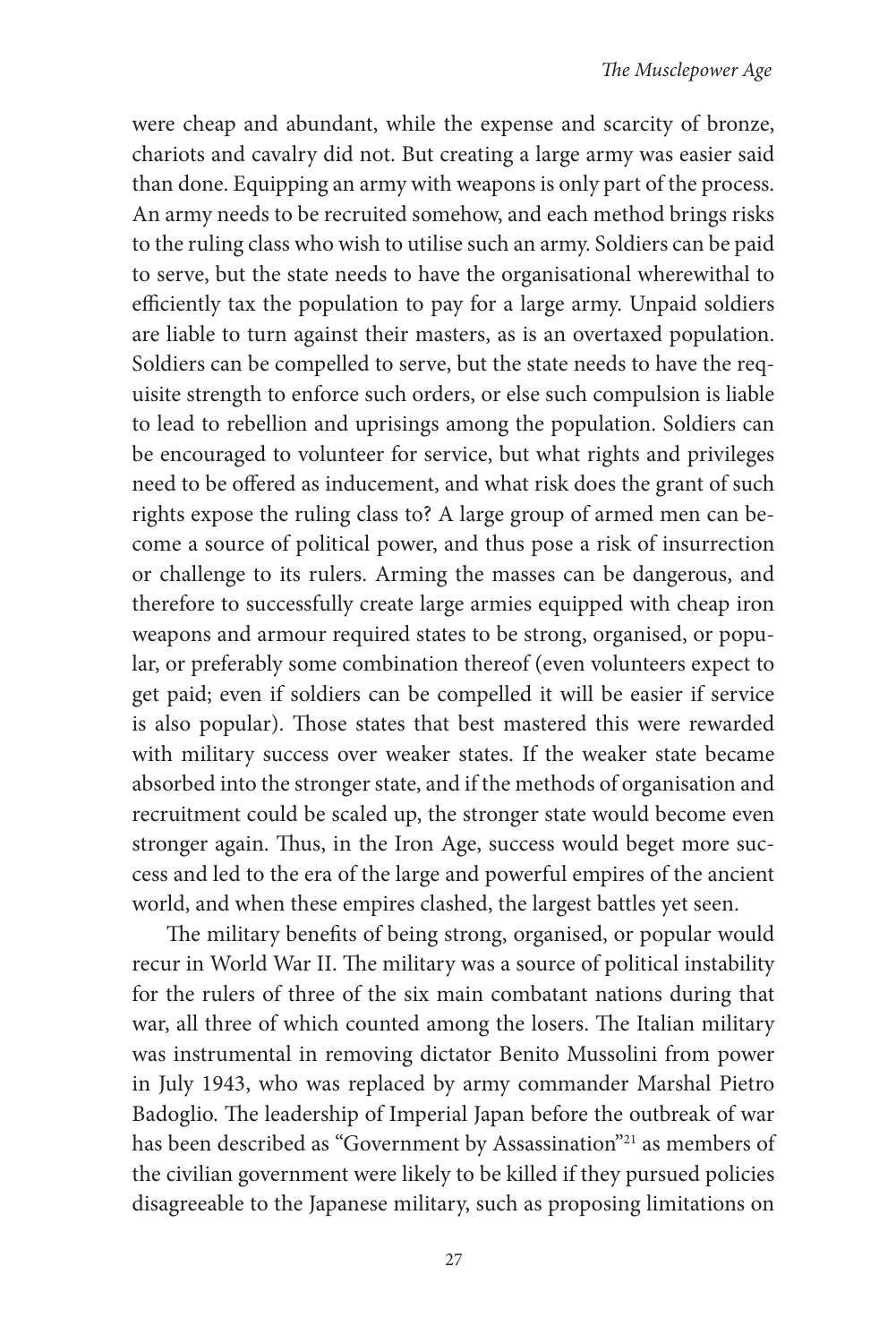were cheap and abundant, while the expense and scarcity of bronze, chariots and cavalry did not. But creating a large army was easier said than done. Equipping an army with weapons is only part of the process. An army needs to be recruited somehow, and each method brings risks to the ruling class who wish to utilise such an army. Soldiers can be paid to serve, but the state needs to have the organisational wherewithal to efficiently tax the population to pay for a large army. Unpaid soldiers are liable to turn against their masters, as is an overtaxed population. Soldiers can be compelled to serve, but the state needs to have the requisite strength to enforce such orders, or else such compulsion is liable to lead to rebellion and uprisings among the population. Soldiers can be encouraged to volunteer for service, but what rights and privileges need to be offered as inducement, and what risk does the grant of such rights expose the ruling class to? A large group of armed men can become a source of political power, and thus pose a risk of insurrection or challenge to its rulers. Arming the masses can be dangerous, and therefore to successfully create large armies equipped with cheap iron weapons and armour required states to be strong, organised, or popular, or preferably some combination thereof (even volunteers expect to get paid; even if soldiers can be compelled it will be easier if service is also popular). Those states that best mastered this were rewarded with military success over weaker states. If the weaker state became absorbed into the stronger state, and if the methods of organisation and recruitment could be scaled up, the stronger state would become even stronger again. Thus, in the Iron Age, success would beget more success and led to the era of the large and powerful empires of the ancient world, and when these empires clashed, the largest battles yet seen.

The military benefits of being strong, organised, or popular would recur in World War II. The military was a source of political instability for the rulers of three of the six main combatant nations during that war, all three of which counted among the losers. The Italian military was instrumental in removing dictator Benito Mussolini from power in July 1943, who was replaced by army commander Marshal Pietro Badoglio. The leadership of Imperial Japan before the outbreak of war has been described as "Government by Assassination"[21] as members of the civilian government were likely to be killed if they pursued policies disagreeable to the Japanese military, such as proposing limitations on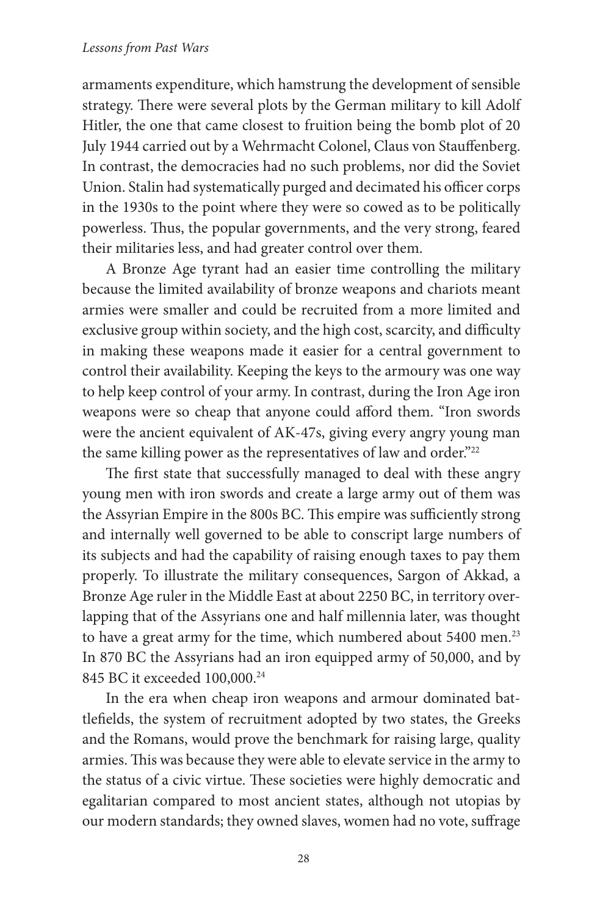armaments expenditure, which hamstrung the development of sensible strategy. There were several plots by the German military to kill Adolf Hitler, the one that came closest to fruition being the bomb plot of 20 July 1944 carried out by a Wehrmacht Colonel, Claus von Stauffenberg. In contrast, the democracies had no such problems, nor did the Soviet Union. Stalin had systematically purged and decimated his officer corps in the 1930s to the point where they were so cowed as to be politically powerless. Thus, the popular governments, and the very strong, feared their militaries less, and had greater control over them.

A Bronze Age tyrant had an easier time controlling the military because the limited availability of bronze weapons and chariots meant armies were smaller and could be recruited from a more limited and exclusive group within society, and the high cost, scarcity, and difficulty in making these weapons made it easier for a central government to control their availability. Keeping the keys to the armoury was one way to help keep control of your army. In contrast, during the Iron Age iron weapons were so cheap that anyone could afford them. "Iron swords were the ancient equivalent of AK-47s, giving every angry young man the same killing power as the representatives of law and order."[22]

The first state that successfully managed to deal with these angry young men with iron swords and create a large army out of them was the Assyrian Empire in the 800s BC. This empire was sufficiently strong and internally well governed to be able to conscript large numbers of its subjects and had the capability of raising enough taxes to pay them properly. To illustrate the military consequences, Sargon of Akkad, a Bronze Age ruler in the Middle East at about 2250 BC, in territory overlapping that of the Assyrians one and half millennia later, was thought to have a great army for the time, which numbered about 5400 men.[23] In 870 BC the Assyrians had an iron equipped army of 50,000, and by 845 BC it exceeded 100,000.[24]

In the era when cheap iron weapons and armour dominated battlefields, the system of recruitment adopted by two states, the Greeks and the Romans, would prove the benchmark for raising large, quality armies. This was because they were able to elevate service in the army to the status of a civic virtue. These societies were highly democratic and egalitarian compared to most ancient states, although not utopias by our modern standards; they owned slaves, women had no vote, suffrage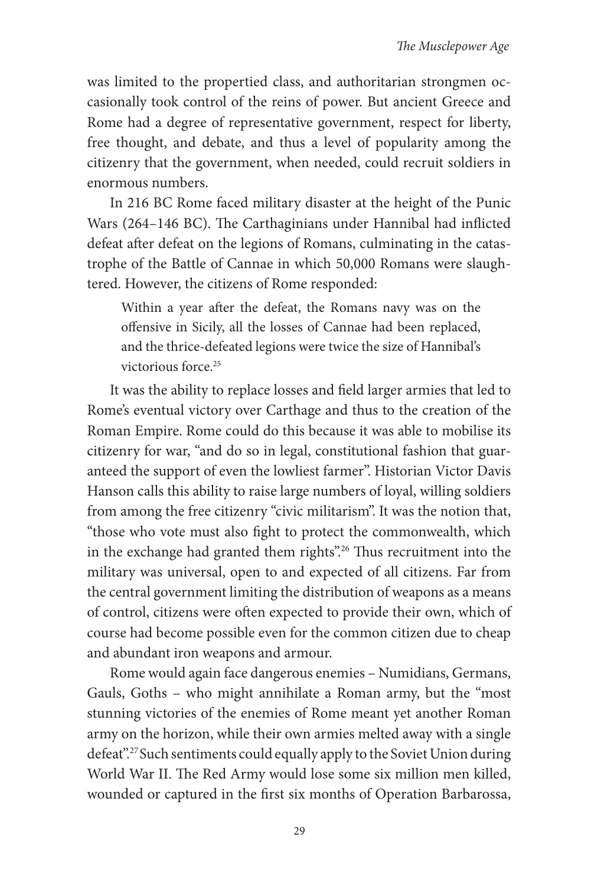was limited to the propertied class, and authoritarian strongmen occasionally took control of the reins of power. But ancient Greece and Rome had a degree of representative government, respect for liberty, free thought, and debate, and thus a level of popularity among the citizenry that the government, when needed, could recruit soldiers in enormous numbers.

In 216 BC Rome faced military disaster at the height of the Punic Wars (264–146 BC). The Carthaginians under Hannibal had inflicted defeat after defeat on the legions of Romans, culminating in the catastrophe of the Battle of Cannae in which 50,000 Romans were slaughtered. However, the citizens of Rome responded:

> Within a year after the defeat, the Romans navy was on the offensive in Sicily, all the losses of Cannae had been replaced, and the thrice-defeated legions were twice the size of Hannibal's victorious force.[25]

It was the ability to replace losses and field larger armies that led to Rome's eventual victory over Carthage and thus to the creation of the Roman Empire. Rome could do this because it was able to mobilise its citizenry for war, "and do so in legal, constitutional fashion that guaranteed the support of even the lowliest farmer". Historian Victor Davis Hanson calls this ability to raise large numbers of loyal, willing soldiers from among the free citizenry "civic militarism". It was the notion that, "those who vote must also fight to protect the commonwealth, which in the exchange had granted them rights".[26] Thus recruitment into the military was universal, open to and expected of all citizens. Far from the central government limiting the distribution of weapons as a means of control, citizens were often expected to provide their own, which of course had become possible even for the common citizen due to cheap and abundant iron weapons and armour.

Rome would again face dangerous enemies – Numidians, Germans, Gauls, Goths – who might annihilate a Roman army, but the "most stunning victories of the enemies of Rome meant yet another Roman army on the horizon, while their own armies melted away with a single defeat".[27] Such sentiments could equally apply to the Soviet Union during World War II. The Red Army would lose some six million men killed, wounded or captured in the first six months of Operation Barbarossa,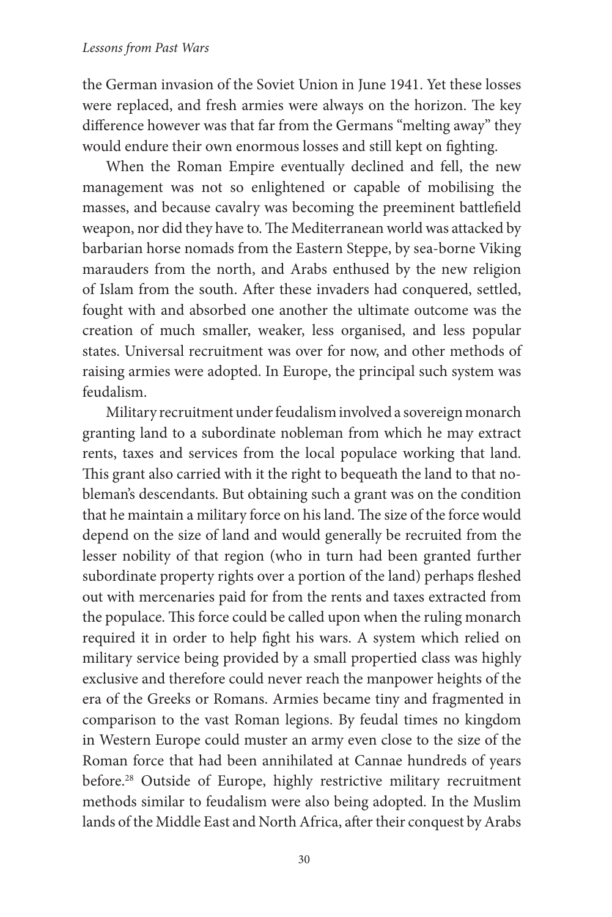the German invasion of the Soviet Union in June 1941. Yet these losses were replaced, and fresh armies were always on the horizon. The key difference however was that far from the Germans "melting away" they would endure their own enormous losses and still kept on fighting.

When the Roman Empire eventually declined and fell, the new management was not so enlightened or capable of mobilising the masses, and because cavalry was becoming the preeminent battlefield weapon, nor did they have to. The Mediterranean world was attacked by barbarian horse nomads from the Eastern Steppe, by sea-borne Viking marauders from the north, and Arabs enthused by the new religion of Islam from the south. After these invaders had conquered, settled, fought with and absorbed one another the ultimate outcome was the creation of much smaller, weaker, less organised, and less popular states. Universal recruitment was over for now, and other methods of raising armies were adopted. In Europe, the principal such system was feudalism.

Military recruitment under feudalism involved a sovereign monarch granting land to a subordinate nobleman from which he may extract rents, taxes and services from the local populace working that land. This grant also carried with it the right to bequeath the land to that nobleman's descendants. But obtaining such a grant was on the condition that he maintain a military force on his land. The size of the force would depend on the size of land and would generally be recruited from the lesser nobility of that region (who in turn had been granted further subordinate property rights over a portion of the land) perhaps fleshed out with mercenaries paid for from the rents and taxes extracted from the populace. This force could be called upon when the ruling monarch required it in order to help fight his wars. A system which relied on military service being provided by a small propertied class was highly exclusive and therefore could never reach the manpower heights of the era of the Greeks or Romans. Armies became tiny and fragmented in comparison to the vast Roman legions. By feudal times no kingdom in Western Europe could muster an army even close to the size of the Roman force that had been annihilated at Cannae hundreds of years before.[28] Outside of Europe, highly restrictive military recruitment methods similar to feudalism were also being adopted. In the Muslim lands of the Middle East and North Africa, after their conquest by Arabs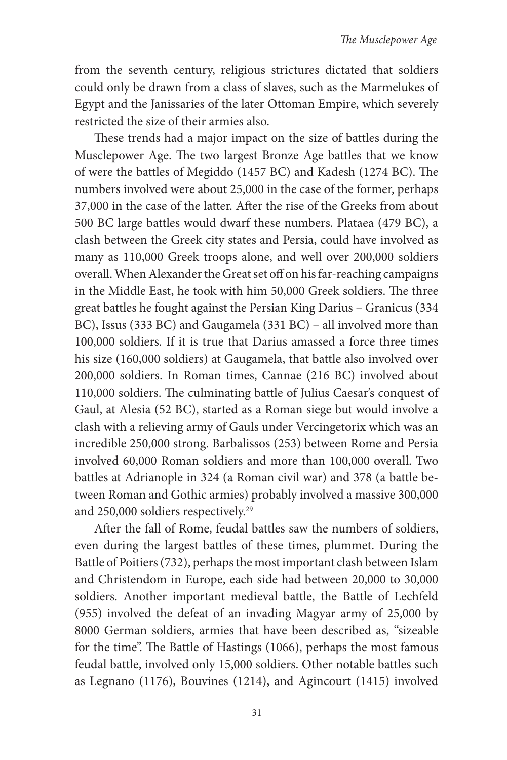from the seventh century, religious strictures dictated that soldiers could only be drawn from a class of slaves, such as the Marmelukes of Egypt and the Janissaries of the later Ottoman Empire, which severely restricted the size of their armies also.

These trends had a major impact on the size of battles during the Musclepower Age. The two largest Bronze Age battles that we know of were the battles of Megiddo (1457 BC) and Kadesh (1274 BC). The numbers involved were about 25,000 in the case of the former, perhaps 37,000 in the case of the latter. After the rise of the Greeks from about 500 BC large battles would dwarf these numbers. Plataea (479 BC), a clash between the Greek city states and Persia, could have involved as many as 110,000 Greek troops alone, and well over 200,000 soldiers overall. When Alexander the Great set off on his far-reaching campaigns in the Middle East, he took with him 50,000 Greek soldiers. The three great battles he fought against the Persian King Darius – Granicus (334 BC), Issus (333 BC) and Gaugamela (331 BC) – all involved more than 100,000 soldiers. If it is true that Darius amassed a force three times his size (160,000 soldiers) at Gaugamela, that battle also involved over 200,000 soldiers. In Roman times, Cannae (216 BC) involved about 110,000 soldiers. The culminating battle of Julius Caesar's conquest of Gaul, at Alesia (52 BC), started as a Roman siege but would involve a clash with a relieving army of Gauls under Vercingetorix which was an incredible 250,000 strong. Barbalissos (253) between Rome and Persia involved 60,000 Roman soldiers and more than 100,000 overall. Two battles at Adrianople in 324 (a Roman civil war) and 378 (a battle between Roman and Gothic armies) probably involved a massive 300,000 and 250,000 soldiers respectively.[29]

After the fall of Rome, feudal battles saw the numbers of soldiers, even during the largest battles of these times, plummet. During the Battle of Poitiers (732), perhaps the most important clash between Islam and Christendom in Europe, each side had between 20,000 to 30,000 soldiers. Another important medieval battle, the Battle of Lechfeld (955) involved the defeat of an invading Magyar army of 25,000 by 8000 German soldiers, armies that have been described as, "sizeable for the time". The Battle of Hastings (1066), perhaps the most famous feudal battle, involved only 15,000 soldiers. Other notable battles such as Legnano (1176), Bouvines (1214), and Agincourt (1415) involved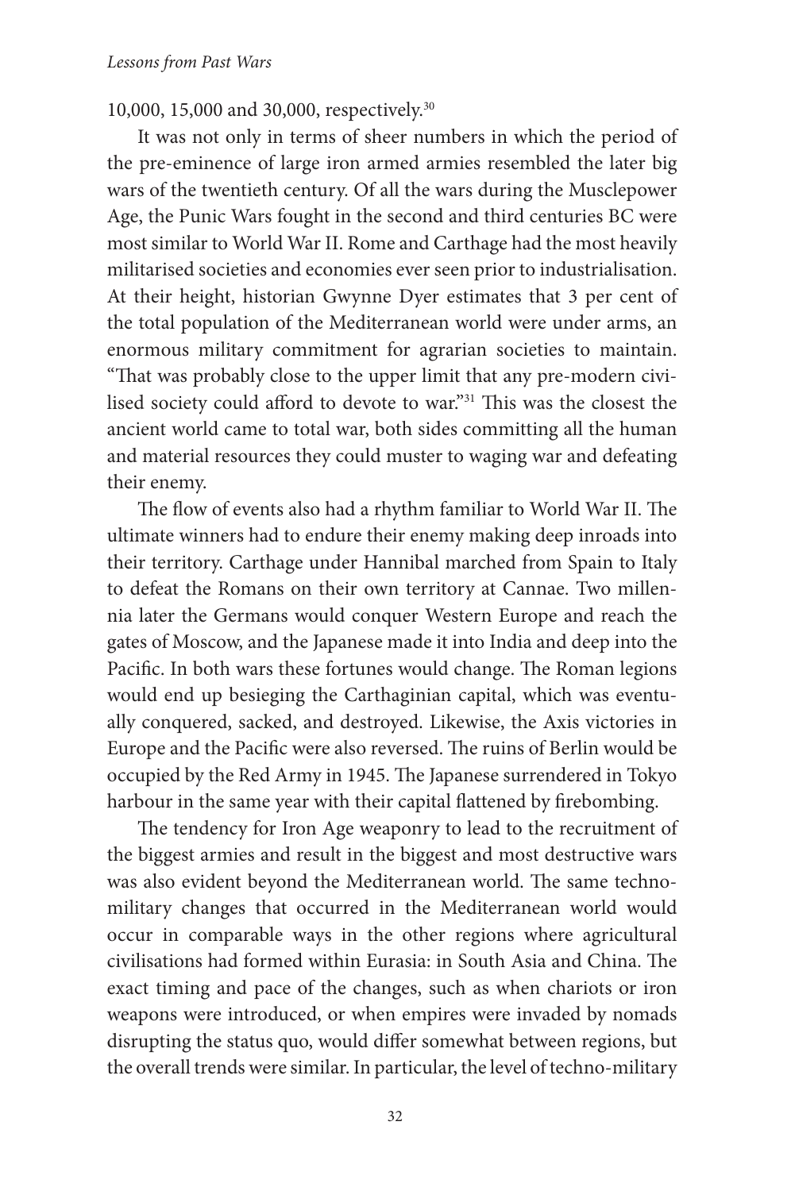10,000, 15,000 and 30,000, respectively.[30]

It was not only in terms of sheer numbers in which the period of the pre-eminence of large iron armed armies resembled the later big wars of the twentieth century. Of all the wars during the Musclepower Age, the Punic Wars fought in the second and third centuries BC were most similar to World War II. Rome and Carthage had the most heavily militarised societies and economies ever seen prior to industrialisation. At their height, historian Gwynne Dyer estimates that 3 per cent of the total population of the Mediterranean world were under arms, an enormous military commitment for agrarian societies to maintain. "That was probably close to the upper limit that any pre-modern civilised society could afford to devote to war."[31] This was the closest the ancient world came to total war, both sides committing all the human and material resources they could muster to waging war and defeating their enemy.

The flow of events also had a rhythm familiar to World War II. The ultimate winners had to endure their enemy making deep inroads into their territory. Carthage under Hannibal marched from Spain to Italy to defeat the Romans on their own territory at Cannae. Two millennia later the Germans would conquer Western Europe and reach the gates of Moscow, and the Japanese made it into India and deep into the Pacific. In both wars these fortunes would change. The Roman legions would end up besieging the Carthaginian capital, which was eventually conquered, sacked, and destroyed. Likewise, the Axis victories in Europe and the Pacific were also reversed. The ruins of Berlin would be occupied by the Red Army in 1945. The Japanese surrendered in Tokyo harbour in the same year with their capital flattened by firebombing.

The tendency for Iron Age weaponry to lead to the recruitment of the biggest armies and result in the biggest and most destructive wars was also evident beyond the Mediterranean world. The same techno-military changes that occurred in the Mediterranean world would occur in comparable ways in the other regions where agricultural civilisations had formed within Eurasia: in South Asia and China. The exact timing and pace of the changes, such as when chariots or iron weapons were introduced, or when empires were invaded by nomads disrupting the status quo, would differ somewhat between regions, but the overall trends were similar. In particular, the level of techno-military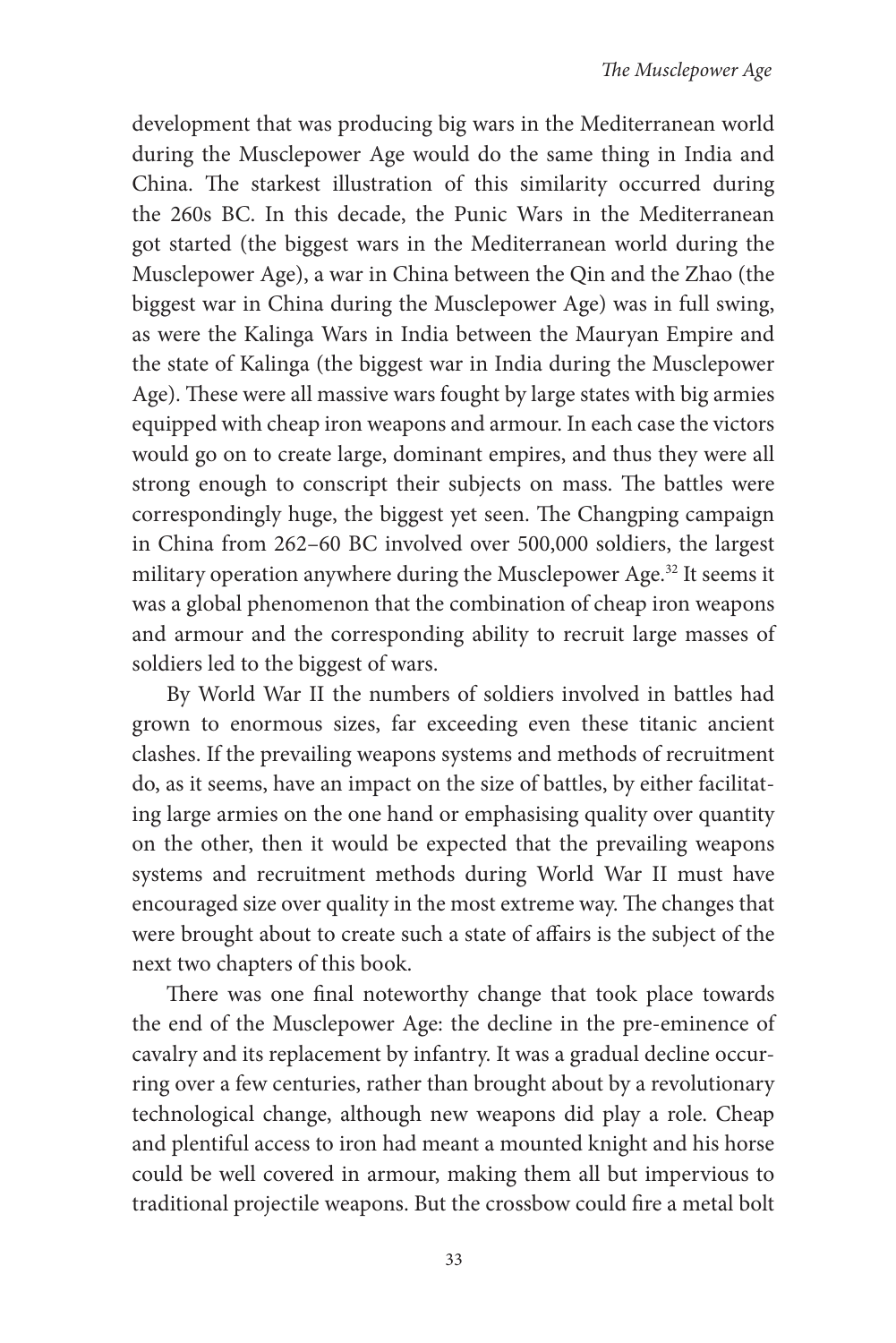development that was producing big wars in the Mediterranean world during the Musclepower Age would do the same thing in India and China. The starkest illustration of this similarity occurred during the 260s BC. In this decade, the Punic Wars in the Mediterranean got started (the biggest wars in the Mediterranean world during the Musclepower Age), a war in China between the Qin and the Zhao (the biggest war in China during the Musclepower Age) was in full swing, as were the Kalinga Wars in India between the Mauryan Empire and the state of Kalinga (the biggest war in India during the Musclepower Age). These were all massive wars fought by large states with big armies equipped with cheap iron weapons and armour. In each case the victors would go on to create large, dominant empires, and thus they were all strong enough to conscript their subjects on mass. The battles were correspondingly huge, the biggest yet seen. The Changping campaign in China from 262–60 BC involved over 500,000 soldiers, the largest military operation anywhere during the Musclepower Age.[32] It seems it was a global phenomenon that the combination of cheap iron weapons and armour and the corresponding ability to recruit large masses of soldiers led to the biggest of wars.

By World War II the numbers of soldiers involved in battles had grown to enormous sizes, far exceeding even these titanic ancient clashes. If the prevailing weapons systems and methods of recruitment do, as it seems, have an impact on the size of battles, by either facilitating large armies on the one hand or emphasising quality over quantity on the other, then it would be expected that the prevailing weapons systems and recruitment methods during World War II must have encouraged size over quality in the most extreme way. The changes that were brought about to create such a state of affairs is the subject of the next two chapters of this book.

There was one final noteworthy change that took place towards the end of the Musclepower Age: the decline in the pre-eminence of cavalry and its replacement by infantry. It was a gradual decline occurring over a few centuries, rather than brought about by a revolutionary technological change, although new weapons did play a role. Cheap and plentiful access to iron had meant a mounted knight and his horse could be well covered in armour, making them all but impervious to traditional projectile weapons. But the crossbow could fire a metal bolt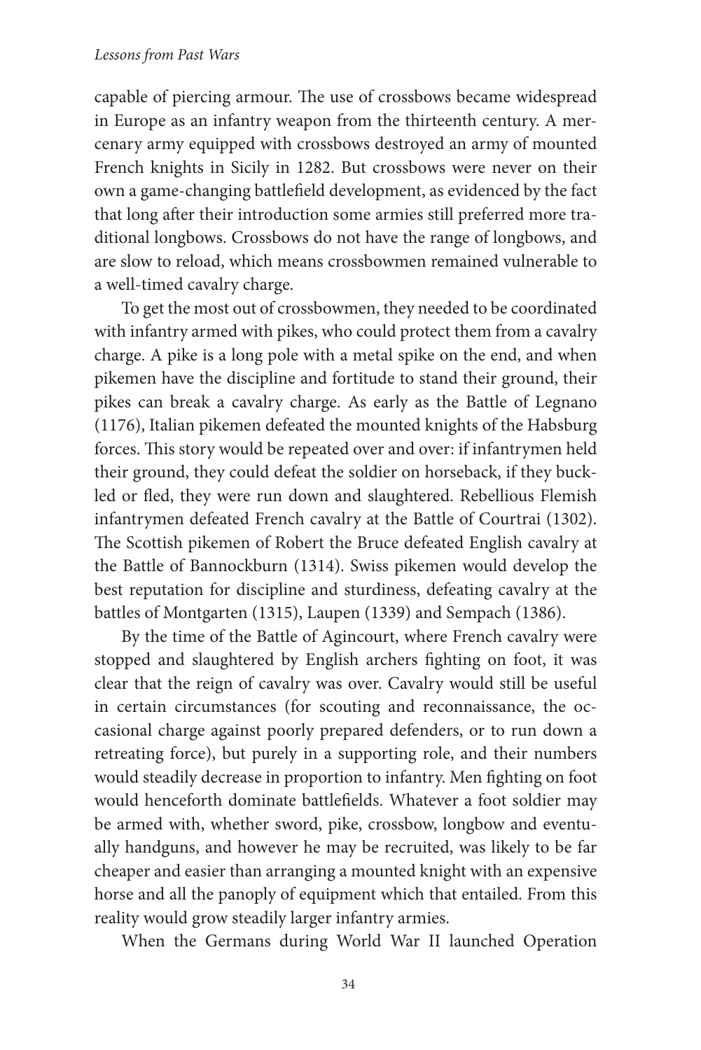capable of piercing armour. The use of crossbows became widespread in Europe as an infantry weapon from the thirteenth century. A mercenary army equipped with crossbows destroyed an army of mounted French knights in Sicily in 1282. But crossbows were never on their own a game-changing battlefield development, as evidenced by the fact that long after their introduction some armies still preferred more traditional longbows. Crossbows do not have the range of longbows, and are slow to reload, which means crossbowmen remained vulnerable to a well-timed cavalry charge.

To get the most out of crossbowmen, they needed to be coordinated with infantry armed with pikes, who could protect them from a cavalry charge. A pike is a long pole with a metal spike on the end, and when pikemen have the discipline and fortitude to stand their ground, their pikes can break a cavalry charge. As early as the Battle of Legnano (1176), Italian pikemen defeated the mounted knights of the Habsburg forces. This story would be repeated over and over: if infantrymen held their ground, they could defeat the soldier on horseback, if they buckled or fled, they were run down and slaughtered. Rebellious Flemish infantrymen defeated French cavalry at the Battle of Courtrai (1302). The Scottish pikemen of Robert the Bruce defeated English cavalry at the Battle of Bannockburn (1314). Swiss pikemen would develop the best reputation for discipline and sturdiness, defeating cavalry at the battles of Montgarten (1315), Laupen (1339) and Sempach (1386).

By the time of the Battle of Agincourt, where French cavalry were stopped and slaughtered by English archers fighting on foot, it was clear that the reign of cavalry was over. Cavalry would still be useful in certain circumstances (for scouting and reconnaissance, the occasional charge against poorly prepared defenders, or to run down a retreating force), but purely in a supporting role, and their numbers would steadily decrease in proportion to infantry. Men fighting on foot would henceforth dominate battlefields. Whatever a foot soldier may be armed with, whether sword, pike, crossbow, longbow and eventually handguns, and however he may be recruited, was likely to be far cheaper and easier than arranging a mounted knight with an expensive horse and all the panoply of equipment which that entailed. From this reality would grow steadily larger infantry armies.

When the Germans during World War II launched Operation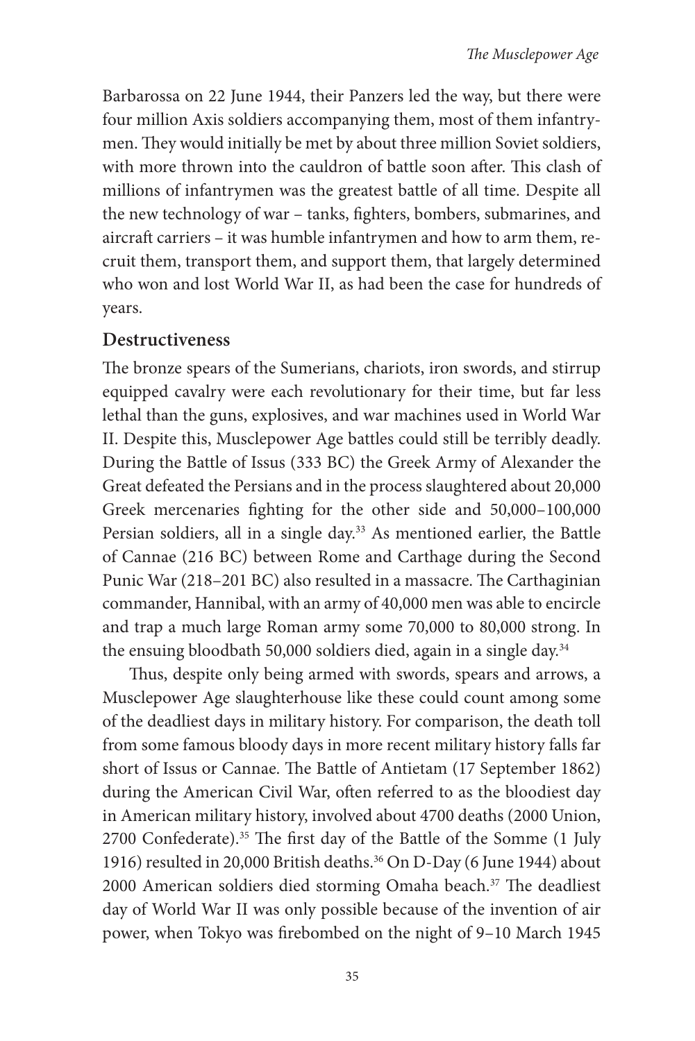Barbarossa on 22 June 1944, their Panzers led the way, but there were four million Axis soldiers accompanying them, most of them infantrymen. They would initially be met by about three million Soviet soldiers, with more thrown into the cauldron of battle soon after. This clash of millions of infantrymen was the greatest battle of all time. Despite all the new technology of war – tanks, fighters, bombers, submarines, and aircraft carriers – it was humble infantrymen and how to arm them, recruit them, transport them, and support them, that largely determined who won and lost World War II, as had been the case for hundreds of years.

## Destructiveness

The bronze spears of the Sumerians, chariots, iron swords, and stirrup equipped cavalry were each revolutionary for their time, but far less lethal than the guns, explosives, and war machines used in World War II. Despite this, Musclepower Age battles could still be terribly deadly. During the Battle of Issus (333 BC) the Greek Army of Alexander the Great defeated the Persians and in the process slaughtered about 20,000 Greek mercenaries fighting for the other side and 50,000–100,000 Persian soldiers, all in a single day.[33] As mentioned earlier, the Battle of Cannae (216 BC) between Rome and Carthage during the Second Punic War (218–201 BC) also resulted in a massacre. The Carthaginian commander, Hannibal, with an army of 40,000 men was able to encircle and trap a much large Roman army some 70,000 to 80,000 strong. In the ensuing bloodbath 50,000 soldiers died, again in a single day.[34]

Thus, despite only being armed with swords, spears and arrows, a Musclepower Age slaughterhouse like these could count among some of the deadliest days in military history. For comparison, the death toll from some famous bloody days in more recent military history falls far short of Issus or Cannae. The Battle of Antietam (17 September 1862) during the American Civil War, often referred to as the bloodiest day in American military history, involved about 4700 deaths (2000 Union, 2700 Confederate).[35] The first day of the Battle of the Somme (1 July 1916) resulted in 20,000 British deaths.[36] On D-Day (6 June 1944) about 2000 American soldiers died storming Omaha beach.[37] The deadliest day of World War II was only possible because of the invention of air power, when Tokyo was firebombed on the night of 9–10 March 1945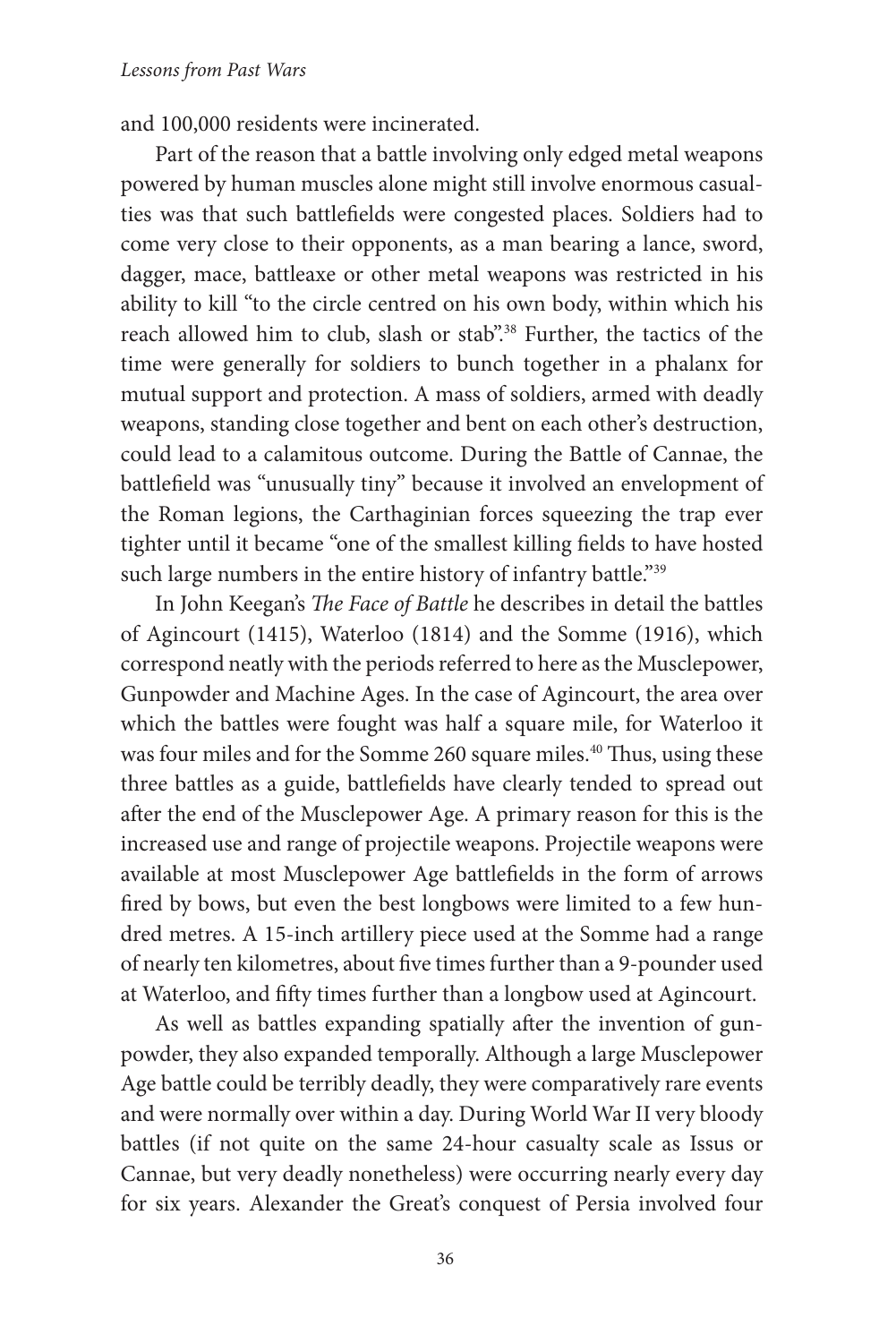and 100,000 residents were incinerated.

Part of the reason that a battle involving only edged metal weapons powered by human muscles alone might still involve enormous casualties was that such battlefields were congested places. Soldiers had to come very close to their opponents, as a man bearing a lance, sword, dagger, mace, battleaxe or other metal weapons was restricted in his ability to kill "to the circle centred on his own body, within which his reach allowed him to club, slash or stab".[38] Further, the tactics of the time were generally for soldiers to bunch together in a phalanx for mutual support and protection. A mass of soldiers, armed with deadly weapons, standing close together and bent on each other's destruction, could lead to a calamitous outcome. During the Battle of Cannae, the battlefield was "unusually tiny" because it involved an envelopment of the Roman legions, the Carthaginian forces squeezing the trap ever tighter until it became "one of the smallest killing fields to have hosted such large numbers in the entire history of infantry battle."[39]

In John Keegan's *The Face of Battle* he describes in detail the battles of Agincourt (1415), Waterloo (1814) and the Somme (1916), which correspond neatly with the periods referred to here as the Musclepower, Gunpowder and Machine Ages. In the case of Agincourt, the area over which the battles were fought was half a square mile, for Waterloo it was four miles and for the Somme 260 square miles.[40] Thus, using these three battles as a guide, battlefields have clearly tended to spread out after the end of the Musclepower Age. A primary reason for this is the increased use and range of projectile weapons. Projectile weapons were available at most Musclepower Age battlefields in the form of arrows fired by bows, but even the best longbows were limited to a few hundred metres. A 15-inch artillery piece used at the Somme had a range of nearly ten kilometres, about five times further than a 9-pounder used at Waterloo, and fifty times further than a longbow used at Agincourt.

As well as battles expanding spatially after the invention of gunpowder, they also expanded temporally. Although a large Musclepower Age battle could be terribly deadly, they were comparatively rare events and were normally over within a day. During World War II very bloody battles (if not quite on the same 24-hour casualty scale as Issus or Cannae, but very deadly nonetheless) were occurring nearly every day for six years. Alexander the Great's conquest of Persia involved four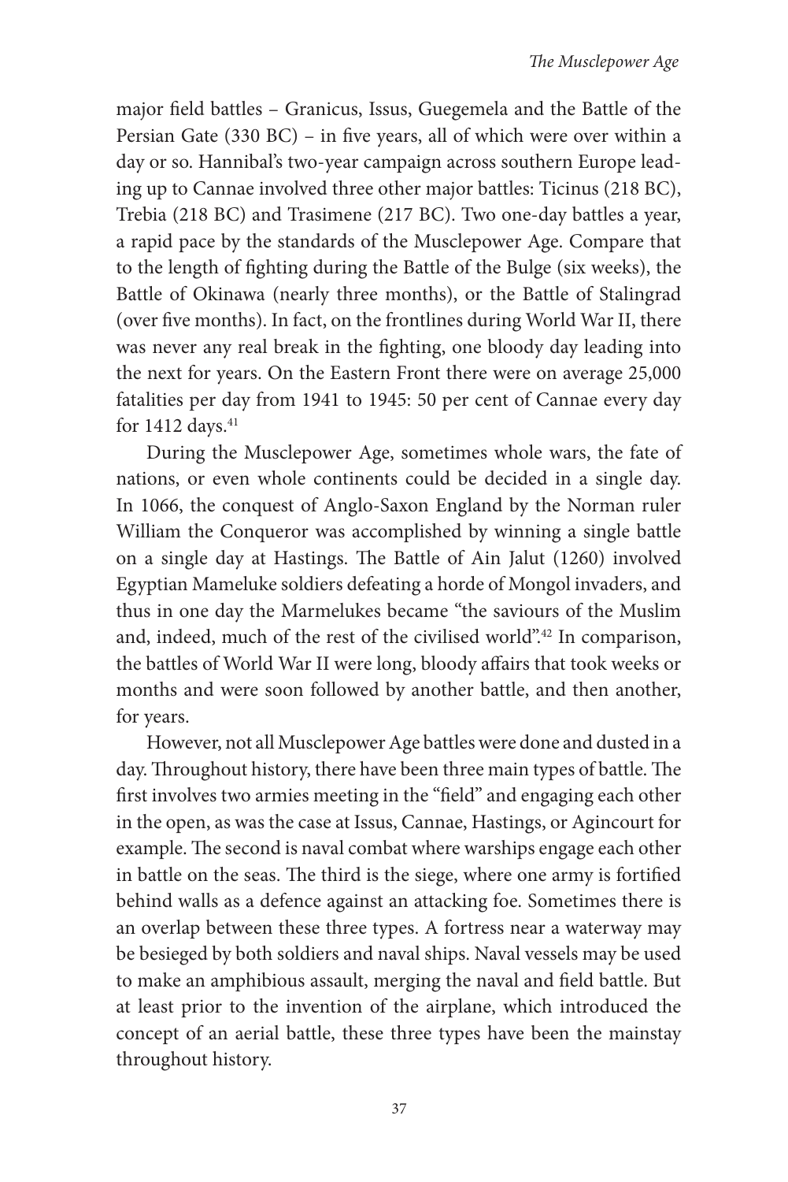major field battles – Granicus, Issus, Guegemela and the Battle of the Persian Gate (330 BC) – in five years, all of which were over within a day or so. Hannibal's two-year campaign across southern Europe leading up to Cannae involved three other major battles: Ticinus (218 BC), Trebia (218 BC) and Trasimene (217 BC). Two one-day battles a year, a rapid pace by the standards of the Musclepower Age. Compare that to the length of fighting during the Battle of the Bulge (six weeks), the Battle of Okinawa (nearly three months), or the Battle of Stalingrad (over five months). In fact, on the frontlines during World War II, there was never any real break in the fighting, one bloody day leading into the next for years. On the Eastern Front there were on average 25,000 fatalities per day from 1941 to 1945: 50 per cent of Cannae every day for 1412 days.[41]

During the Musclepower Age, sometimes whole wars, the fate of nations, or even whole continents could be decided in a single day. In 1066, the conquest of Anglo-Saxon England by the Norman ruler William the Conqueror was accomplished by winning a single battle on a single day at Hastings. The Battle of Ain Jalut (1260) involved Egyptian Mameluke soldiers defeating a horde of Mongol invaders, and thus in one day the Marmelukes became "the saviours of the Muslim and, indeed, much of the rest of the civilised world".[42] In comparison, the battles of World War II were long, bloody affairs that took weeks or months and were soon followed by another battle, and then another, for years.

However, not all Musclepower Age battles were done and dusted in a day. Throughout history, there have been three main types of battle. The first involves two armies meeting in the "field" and engaging each other in the open, as was the case at Issus, Cannae, Hastings, or Agincourt for example. The second is naval combat where warships engage each other in battle on the seas. The third is the siege, where one army is fortified behind walls as a defence against an attacking foe. Sometimes there is an overlap between these three types. A fortress near a waterway may be besieged by both soldiers and naval ships. Naval vessels may be used to make an amphibious assault, merging the naval and field battle. But at least prior to the invention of the airplane, which introduced the concept of an aerial battle, these three types have been the mainstay throughout history.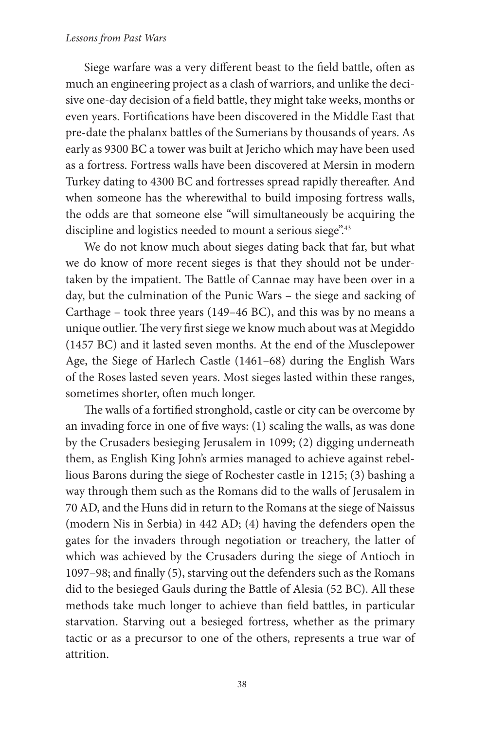Siege warfare was a very different beast to the field battle, often as much an engineering project as a clash of warriors, and unlike the decisive one-day decision of a field battle, they might take weeks, months or even years. Fortifications have been discovered in the Middle East that pre-date the phalanx battles of the Sumerians by thousands of years. As early as 9300 BC a tower was built at Jericho which may have been used as a fortress. Fortress walls have been discovered at Mersin in modern Turkey dating to 4300 BC and fortresses spread rapidly thereafter. And when someone has the wherewithal to build imposing fortress walls, the odds are that someone else "will simultaneously be acquiring the discipline and logistics needed to mount a serious siege".[43]

We do not know much about sieges dating back that far, but what we do know of more recent sieges is that they should not be undertaken by the impatient. The Battle of Cannae may have been over in a day, but the culmination of the Punic Wars – the siege and sacking of Carthage – took three years (149–46 BC), and this was by no means a unique outlier. The very first siege we know much about was at Megiddo (1457 BC) and it lasted seven months. At the end of the Musclepower Age, the Siege of Harlech Castle (1461–68) during the English Wars of the Roses lasted seven years. Most sieges lasted within these ranges, sometimes shorter, often much longer.

The walls of a fortified stronghold, castle or city can be overcome by an invading force in one of five ways: (1) scaling the walls, as was done by the Crusaders besieging Jerusalem in 1099; (2) digging underneath them, as English King John's armies managed to achieve against rebellious Barons during the siege of Rochester castle in 1215; (3) bashing a way through them such as the Romans did to the walls of Jerusalem in 70 AD, and the Huns did in return to the Romans at the siege of Naissus (modern Nis in Serbia) in 442 AD; (4) having the defenders open the gates for the invaders through negotiation or treachery, the latter of which was achieved by the Crusaders during the siege of Antioch in 1097–98; and finally (5), starving out the defenders such as the Romans did to the besieged Gauls during the Battle of Alesia (52 BC). All these methods take much longer to achieve than field battles, in particular starvation. Starving out a besieged fortress, whether as the primary tactic or as a precursor to one of the others, represents a true war of attrition.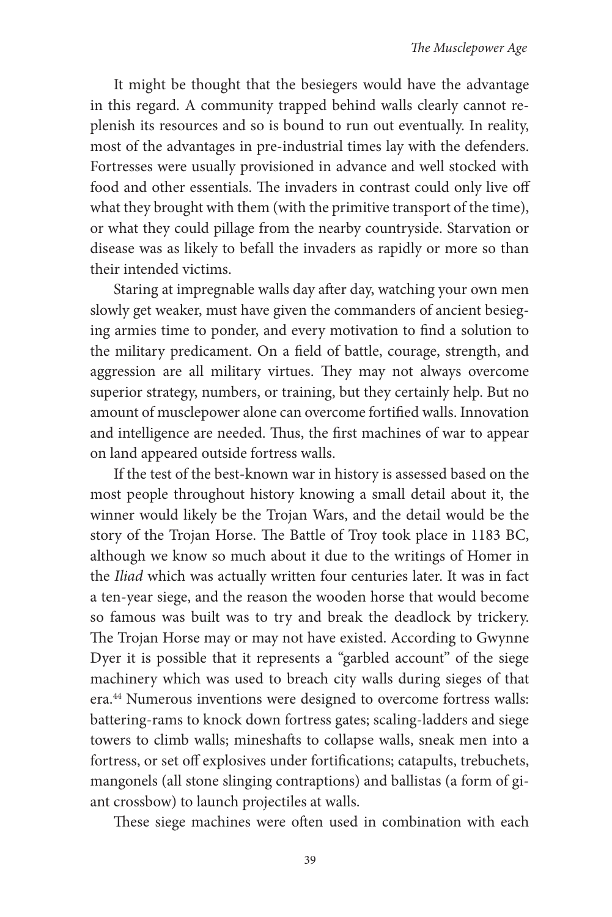It might be thought that the besiegers would have the advantage in this regard. A community trapped behind walls clearly cannot replenish its resources and so is bound to run out eventually. In reality, most of the advantages in pre-industrial times lay with the defenders. Fortresses were usually provisioned in advance and well stocked with food and other essentials. The invaders in contrast could only live off what they brought with them (with the primitive transport of the time), or what they could pillage from the nearby countryside. Starvation or disease was as likely to befall the invaders as rapidly or more so than their intended victims.

Staring at impregnable walls day after day, watching your own men slowly get weaker, must have given the commanders of ancient besieging armies time to ponder, and every motivation to find a solution to the military predicament. On a field of battle, courage, strength, and aggression are all military virtues. They may not always overcome superior strategy, numbers, or training, but they certainly help. But no amount of musclepower alone can overcome fortified walls. Innovation and intelligence are needed. Thus, the first machines of war to appear on land appeared outside fortress walls.

If the test of the best-known war in history is assessed based on the most people throughout history knowing a small detail about it, the winner would likely be the Trojan Wars, and the detail would be the story of the Trojan Horse. The Battle of Troy took place in 1183 BC, although we know so much about it due to the writings of Homer in the *Iliad* which was actually written four centuries later. It was in fact a ten-year siege, and the reason the wooden horse that would become so famous was built was to try and break the deadlock by trickery. The Trojan Horse may or may not have existed. According to Gwynne Dyer it is possible that it represents a "garbled account" of the siege machinery which was used to breach city walls during sieges of that era.[44] Numerous inventions were designed to overcome fortress walls: battering-rams to knock down fortress gates; scaling-ladders and siege towers to climb walls; mineshafts to collapse walls, sneak men into a fortress, or set off explosives under fortifications; catapults, trebuchets, mangonels (all stone slinging contraptions) and ballistas (a form of giant crossbow) to launch projectiles at walls.

These siege machines were often used in combination with each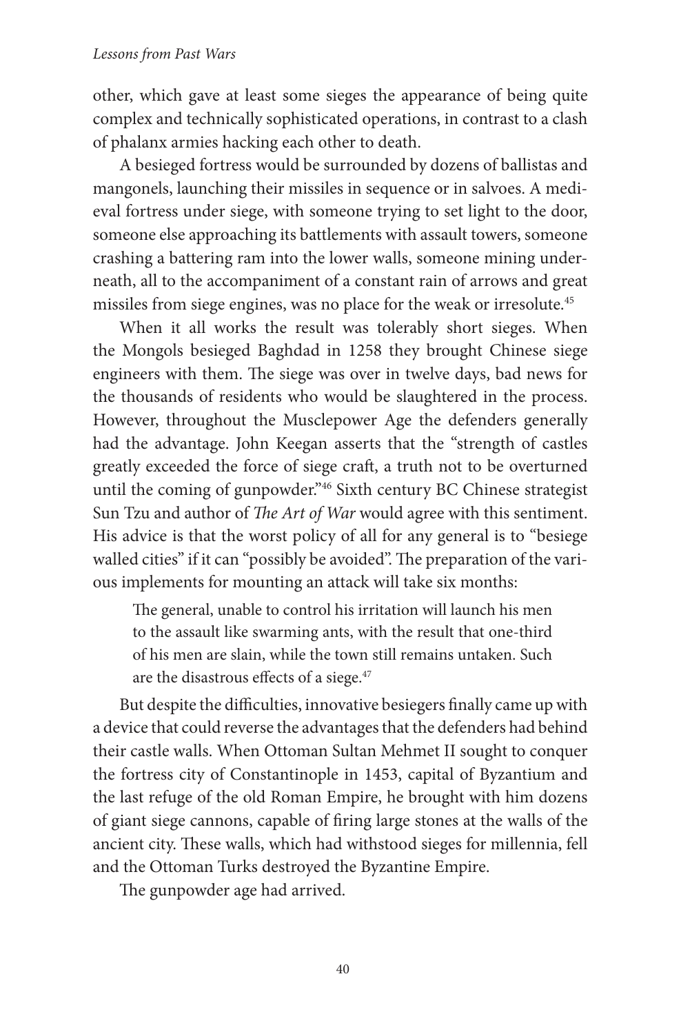other, which gave at least some sieges the appearance of being quite complex and technically sophisticated operations, in contrast to a clash of phalanx armies hacking each other to death.

A besieged fortress would be surrounded by dozens of ballistas and mangonels, launching their missiles in sequence or in salvoes. A medieval fortress under siege, with someone trying to set light to the door, someone else approaching its battlements with assault towers, someone crashing a battering ram into the lower walls, someone mining underneath, all to the accompaniment of a constant rain of arrows and great missiles from siege engines, was no place for the weak or irresolute.[45]

When it all works the result was tolerably short sieges. When the Mongols besieged Baghdad in 1258 they brought Chinese siege engineers with them. The siege was over in twelve days, bad news for the thousands of residents who would be slaughtered in the process. However, throughout the Musclepower Age the defenders generally had the advantage. John Keegan asserts that the "strength of castles greatly exceeded the force of siege craft, a truth not to be overturned until the coming of gunpowder."[46] Sixth century BC Chinese strategist Sun Tzu and author of *The Art of War* would agree with this sentiment. His advice is that the worst policy of all for any general is to "besiege walled cities" if it can "possibly be avoided". The preparation of the various implements for mounting an attack will take six months:

> The general, unable to control his irritation will launch his men to the assault like swarming ants, with the result that one-third of his men are slain, while the town still remains untaken. Such are the disastrous effects of a siege.[47]

But despite the difficulties, innovative besiegers finally came up with a device that could reverse the advantages that the defenders had behind their castle walls. When Ottoman Sultan Mehmet II sought to conquer the fortress city of Constantinople in 1453, capital of Byzantium and the last refuge of the old Roman Empire, he brought with him dozens of giant siege cannons, capable of firing large stones at the walls of the ancient city. These walls, which had withstood sieges for millennia, fell and the Ottoman Turks destroyed the Byzantine Empire.

The gunpowder age had arrived.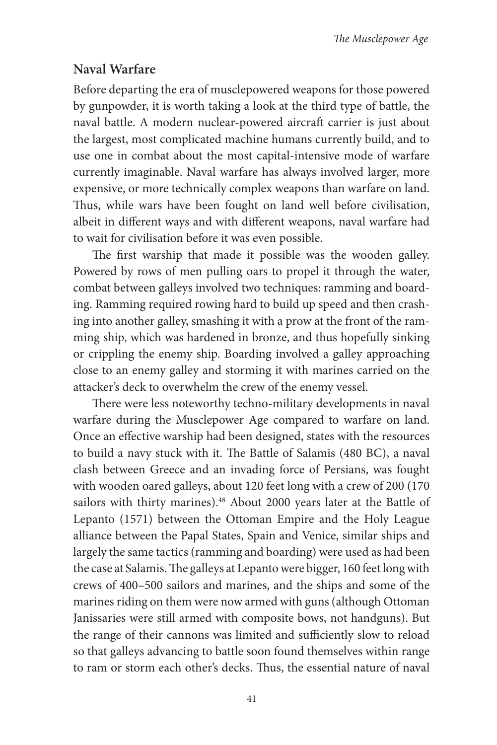## Naval Warfare

Before departing the era of musclepowered weapons for those powered by gunpowder, it is worth taking a look at the third type of battle, the naval battle. A modern nuclear-powered aircraft carrier is just about the largest, most complicated machine humans currently build, and to use one in combat about the most capital-intensive mode of warfare currently imaginable. Naval warfare has always involved larger, more expensive, or more technically complex weapons than warfare on land. Thus, while wars have been fought on land well before civilisation, albeit in different ways and with different weapons, naval warfare had to wait for civilisation before it was even possible.

The first warship that made it possible was the wooden galley. Powered by rows of men pulling oars to propel it through the water, combat between galleys involved two techniques: ramming and boarding. Ramming required rowing hard to build up speed and then crashing into another galley, smashing it with a prow at the front of the ramming ship, which was hardened in bronze, and thus hopefully sinking or crippling the enemy ship. Boarding involved a galley approaching close to an enemy galley and storming it with marines carried on the attacker's deck to overwhelm the crew of the enemy vessel.

There were less noteworthy techno-military developments in naval warfare during the Musclepower Age compared to warfare on land. Once an effective warship had been designed, states with the resources to build a navy stuck with it. The Battle of Salamis (480 BC), a naval clash between Greece and an invading force of Persians, was fought with wooden oared galleys, about 120 feet long with a crew of 200 (170 sailors with thirty marines).[48] About 2000 years later at the Battle of Lepanto (1571) between the Ottoman Empire and the Holy League alliance between the Papal States, Spain and Venice, similar ships and largely the same tactics (ramming and boarding) were used as had been the case at Salamis. The galleys at Lepanto were bigger, 160 feet long with crews of 400–500 sailors and marines, and the ships and some of the marines riding on them were now armed with guns (although Ottoman Janissaries were still armed with composite bows, not handguns). But the range of their cannons was limited and sufficiently slow to reload so that galleys advancing to battle soon found themselves within range to ram or storm each other's decks. Thus, the essential nature of naval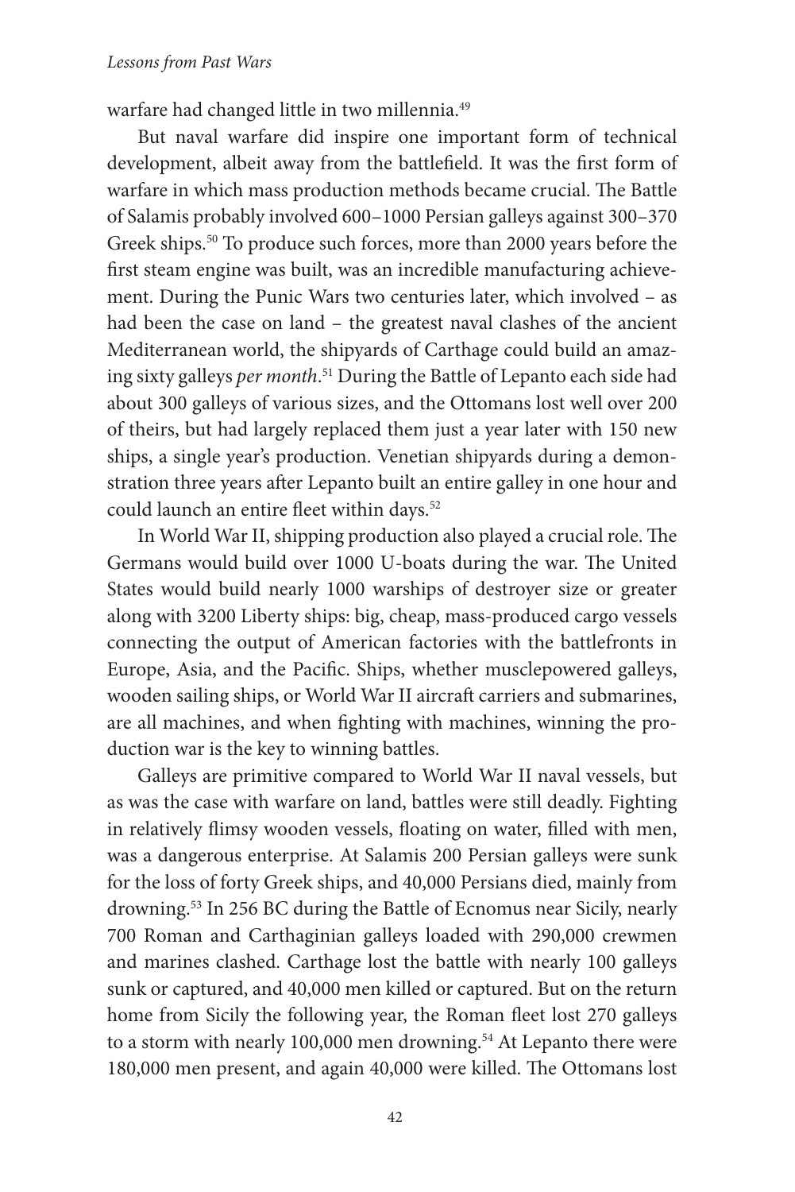warfare had changed little in two millennia.[49]

But naval warfare did inspire one important form of technical development, albeit away from the battlefield. It was the first form of warfare in which mass production methods became crucial. The Battle of Salamis probably involved 600–1000 Persian galleys against 300–370 Greek ships.[50] To produce such forces, more than 2000 years before the first steam engine was built, was an incredible manufacturing achievement. During the Punic Wars two centuries later, which involved – as had been the case on land – the greatest naval clashes of the ancient Mediterranean world, the shipyards of Carthage could build an amazing sixty galleys *per month*.[51] During the Battle of Lepanto each side had about 300 galleys of various sizes, and the Ottomans lost well over 200 of theirs, but had largely replaced them just a year later with 150 new ships, a single year's production. Venetian shipyards during a demonstration three years after Lepanto built an entire galley in one hour and could launch an entire fleet within days.[52]

In World War II, shipping production also played a crucial role. The Germans would build over 1000 U-boats during the war. The United States would build nearly 1000 warships of destroyer size or greater along with 3200 Liberty ships: big, cheap, mass-produced cargo vessels connecting the output of American factories with the battlefronts in Europe, Asia, and the Pacific. Ships, whether musclepowered galleys, wooden sailing ships, or World War II aircraft carriers and submarines, are all machines, and when fighting with machines, winning the production war is the key to winning battles.

Galleys are primitive compared to World War II naval vessels, but as was the case with warfare on land, battles were still deadly. Fighting in relatively flimsy wooden vessels, floating on water, filled with men, was a dangerous enterprise. At Salamis 200 Persian galleys were sunk for the loss of forty Greek ships, and 40,000 Persians died, mainly from drowning.[53] In 256 BC during the Battle of Ecnomus near Sicily, nearly 700 Roman and Carthaginian galleys loaded with 290,000 crewmen and marines clashed. Carthage lost the battle with nearly 100 galleys sunk or captured, and 40,000 men killed or captured. But on the return home from Sicily the following year, the Roman fleet lost 270 galleys to a storm with nearly 100,000 men drowning.[54] At Lepanto there were 180,000 men present, and again 40,000 were killed. The Ottomans lost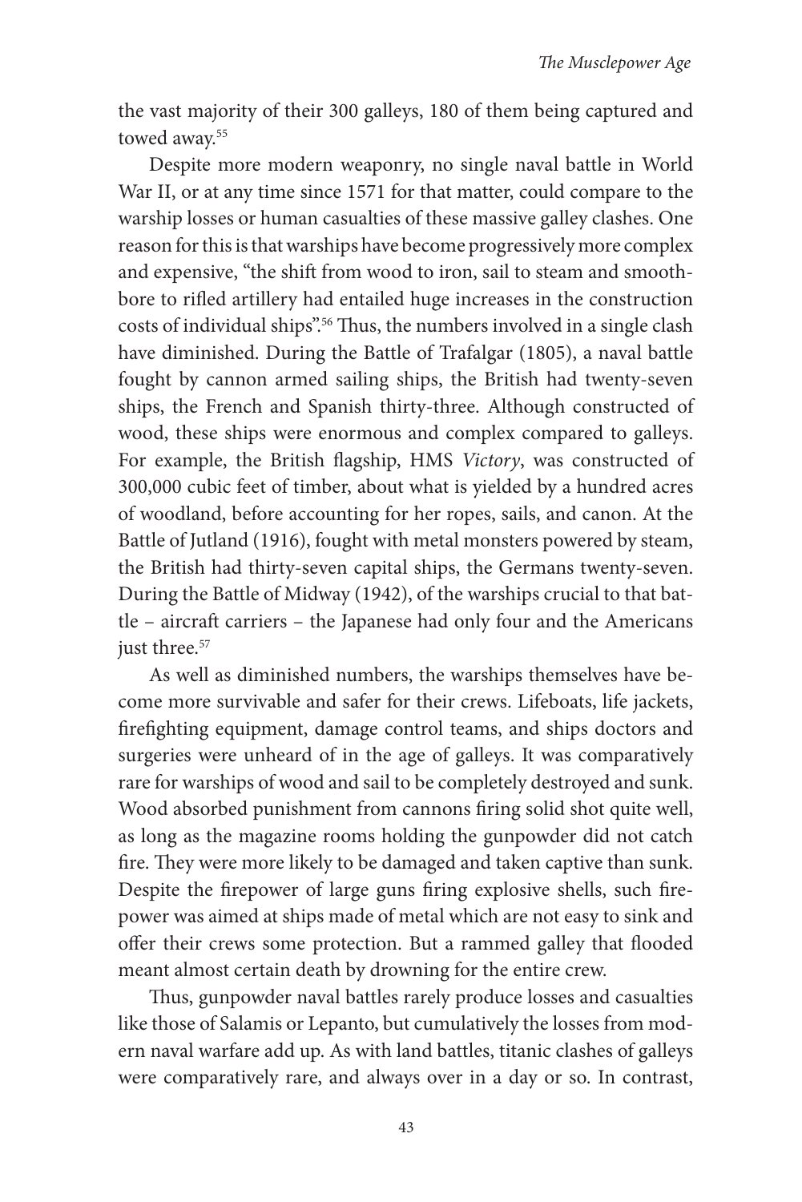the vast majority of their 300 galleys, 180 of them being captured and towed away.[55]

Despite more modern weaponry, no single naval battle in World War II, or at any time since 1571 for that matter, could compare to the warship losses or human casualties of these massive galley clashes. One reason for this is that warships have become progressively more complex and expensive, "the shift from wood to iron, sail to steam and smoothbore to rifled artillery had entailed huge increases in the construction costs of individual ships".[56] Thus, the numbers involved in a single clash have diminished. During the Battle of Trafalgar (1805), a naval battle fought by cannon armed sailing ships, the British had twenty-seven ships, the French and Spanish thirty-three. Although constructed of wood, these ships were enormous and complex compared to galleys. For example, the British flagship, HMS *Victory*, was constructed of 300,000 cubic feet of timber, about what is yielded by a hundred acres of woodland, before accounting for her ropes, sails, and canon. At the Battle of Jutland (1916), fought with metal monsters powered by steam, the British had thirty-seven capital ships, the Germans twenty-seven. During the Battle of Midway (1942), of the warships crucial to that battle – aircraft carriers – the Japanese had only four and the Americans just three.[57]

As well as diminished numbers, the warships themselves have become more survivable and safer for their crews. Lifeboats, life jackets, firefighting equipment, damage control teams, and ships doctors and surgeries were unheard of in the age of galleys. It was comparatively rare for warships of wood and sail to be completely destroyed and sunk. Wood absorbed punishment from cannons firing solid shot quite well, as long as the magazine rooms holding the gunpowder did not catch fire. They were more likely to be damaged and taken captive than sunk. Despite the firepower of large guns firing explosive shells, such firepower was aimed at ships made of metal which are not easy to sink and offer their crews some protection. But a rammed galley that flooded meant almost certain death by drowning for the entire crew.

Thus, gunpowder naval battles rarely produce losses and casualties like those of Salamis or Lepanto, but cumulatively the losses from modern naval warfare add up. As with land battles, titanic clashes of galleys were comparatively rare, and always over in a day or so. In contrast,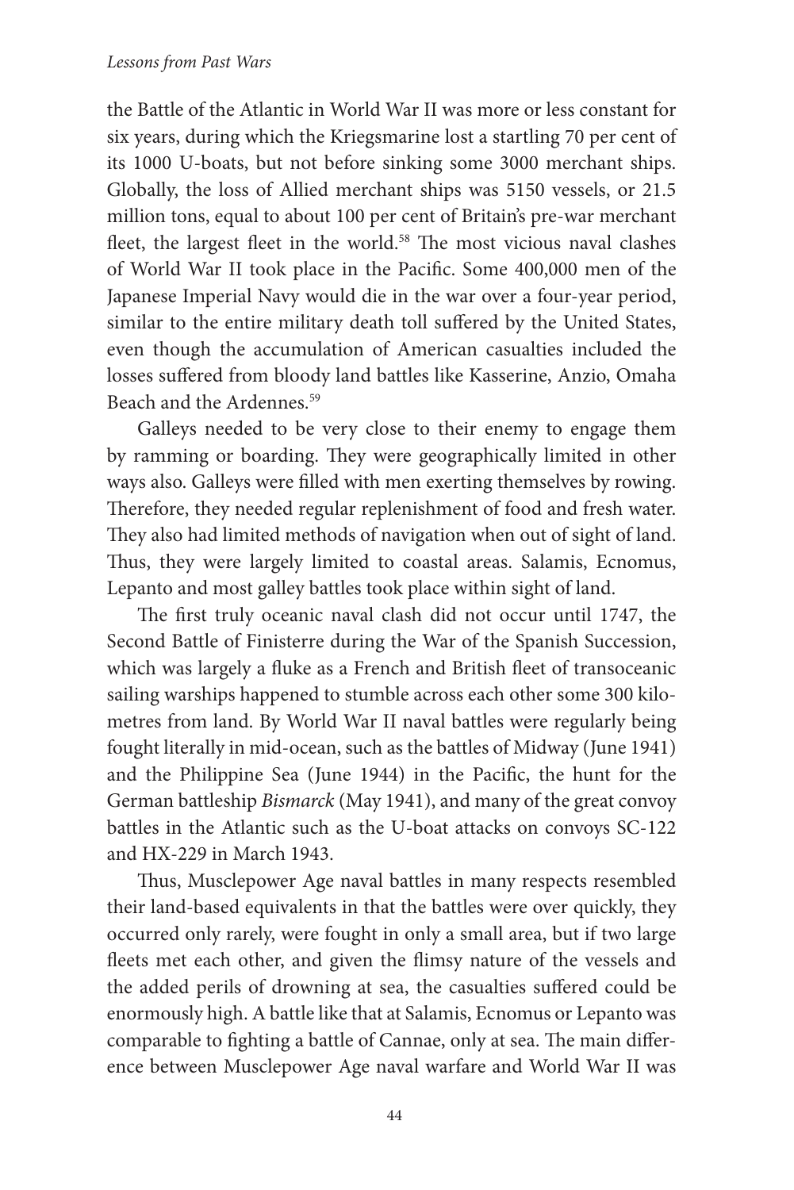the Battle of the Atlantic in World War II was more or less constant for six years, during which the Kriegsmarine lost a startling 70 per cent of its 1000 U-boats, but not before sinking some 3000 merchant ships. Globally, the loss of Allied merchant ships was 5150 vessels, or 21.5 million tons, equal to about 100 per cent of Britain's pre-war merchant fleet, the largest fleet in the world.[58] The most vicious naval clashes of World War II took place in the Pacific. Some 400,000 men of the Japanese Imperial Navy would die in the war over a four-year period, similar to the entire military death toll suffered by the United States, even though the accumulation of American casualties included the losses suffered from bloody land battles like Kasserine, Anzio, Omaha Beach and the Ardennes.[59]

Galleys needed to be very close to their enemy to engage them by ramming or boarding. They were geographically limited in other ways also. Galleys were filled with men exerting themselves by rowing. Therefore, they needed regular replenishment of food and fresh water. They also had limited methods of navigation when out of sight of land. Thus, they were largely limited to coastal areas. Salamis, Ecnomus, Lepanto and most galley battles took place within sight of land.

The first truly oceanic naval clash did not occur until 1747, the Second Battle of Finisterre during the War of the Spanish Succession, which was largely a fluke as a French and British fleet of transoceanic sailing warships happened to stumble across each other some 300 kilometres from land. By World War II naval battles were regularly being fought literally in mid-ocean, such as the battles of Midway (June 1941) and the Philippine Sea (June 1944) in the Pacific, the hunt for the German battleship *Bismarck* (May 1941), and many of the great convoy battles in the Atlantic such as the U-boat attacks on convoys SC-122 and HX-229 in March 1943.

Thus, Musclepower Age naval battles in many respects resembled their land-based equivalents in that the battles were over quickly, they occurred only rarely, were fought in only a small area, but if two large fleets met each other, and given the flimsy nature of the vessels and the added perils of drowning at sea, the casualties suffered could be enormously high. A battle like that at Salamis, Ecnomus or Lepanto was comparable to fighting a battle of Cannae, only at sea. The main difference between Musclepower Age naval warfare and World War II was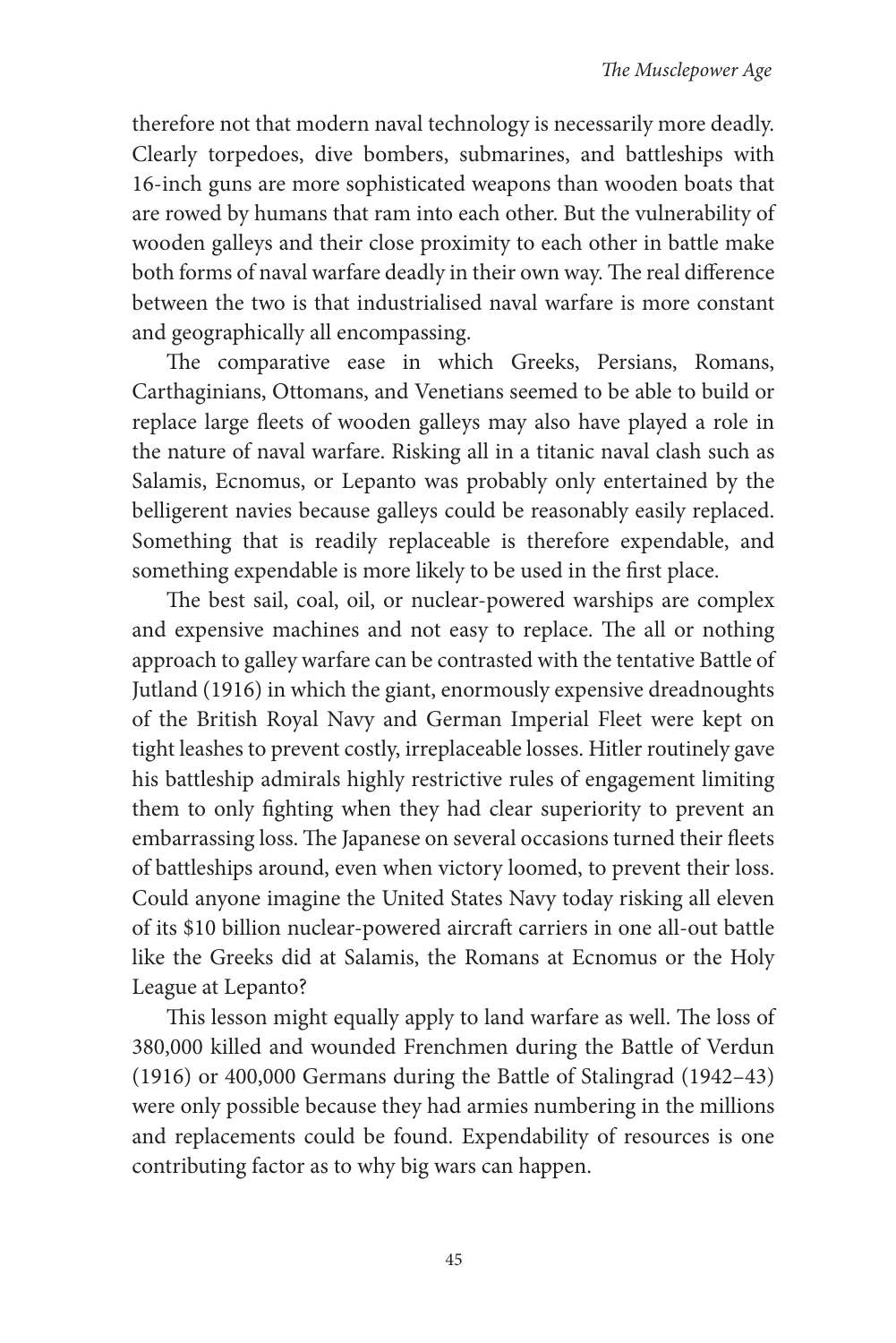therefore not that modern naval technology is necessarily more deadly. Clearly torpedoes, dive bombers, submarines, and battleships with 16-inch guns are more sophisticated weapons than wooden boats that are rowed by humans that ram into each other. But the vulnerability of wooden galleys and their close proximity to each other in battle make both forms of naval warfare deadly in their own way. The real difference between the two is that industrialised naval warfare is more constant and geographically all encompassing.

The comparative ease in which Greeks, Persians, Romans, Carthaginians, Ottomans, and Venetians seemed to be able to build or replace large fleets of wooden galleys may also have played a role in the nature of naval warfare. Risking all in a titanic naval clash such as Salamis, Ecnomus, or Lepanto was probably only entertained by the belligerent navies because galleys could be reasonably easily replaced. Something that is readily replaceable is therefore expendable, and something expendable is more likely to be used in the first place.

The best sail, coal, oil, or nuclear-powered warships are complex and expensive machines and not easy to replace. The all or nothing approach to galley warfare can be contrasted with the tentative Battle of Jutland (1916) in which the giant, enormously expensive dreadnoughts of the British Royal Navy and German Imperial Fleet were kept on tight leashes to prevent costly, irreplaceable losses. Hitler routinely gave his battleship admirals highly restrictive rules of engagement limiting them to only fighting when they had clear superiority to prevent an embarrassing loss. The Japanese on several occasions turned their fleets of battleships around, even when victory loomed, to prevent their loss. Could anyone imagine the United States Navy today risking all eleven of its $10 billion nuclear-powered aircraft carriers in one all-out battle like the Greeks did at Salamis, the Romans at Ecnomus or the Holy League at Lepanto?

This lesson might equally apply to land warfare as well. The loss of 380,000 killed and wounded Frenchmen during the Battle of Verdun (1916) or 400,000 Germans during the Battle of Stalingrad (1942–43) were only possible because they had armies numbering in the millions and replacements could be found. Expendability of resources is one contributing factor as to why big wars can happen.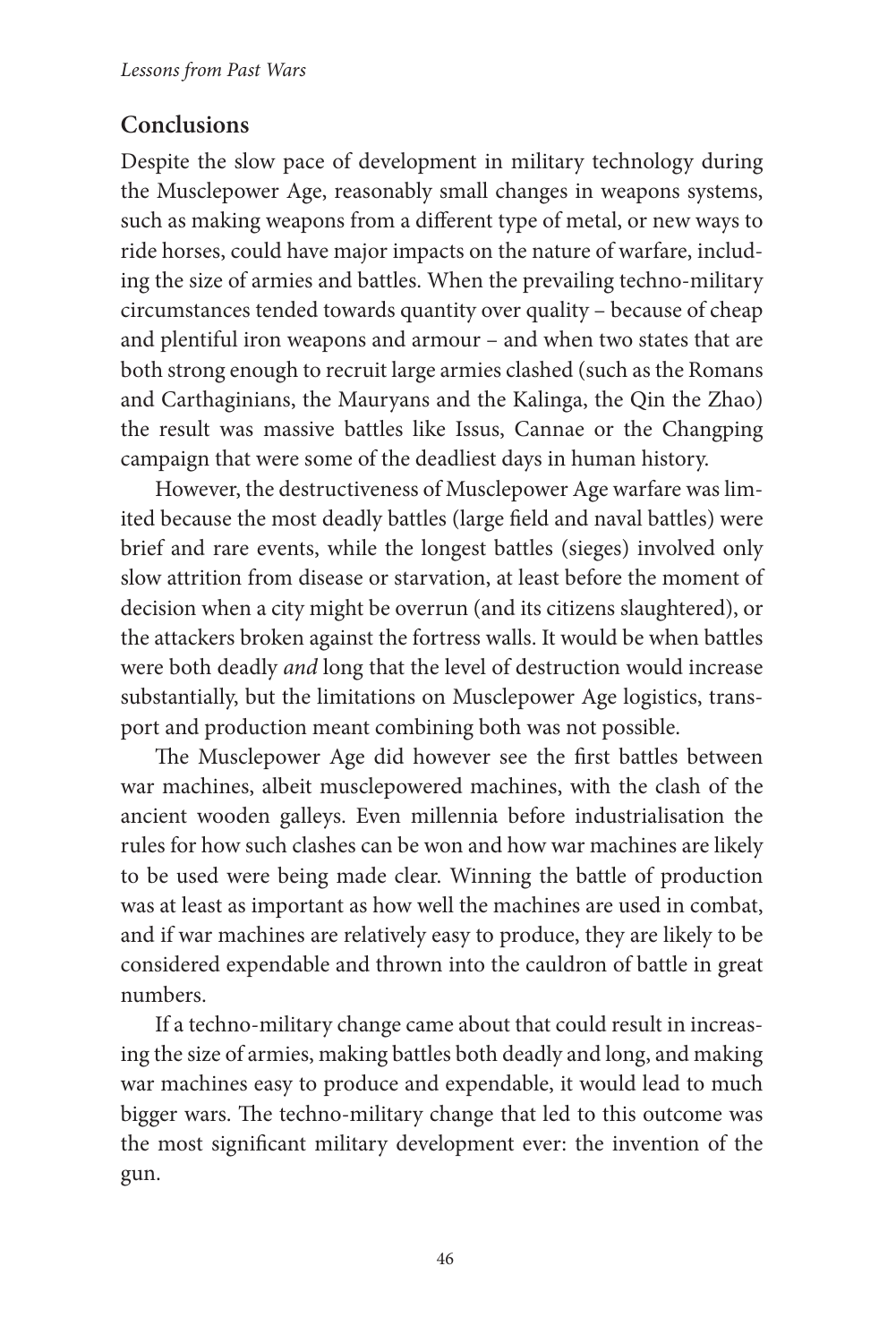## Conclusions

Despite the slow pace of development in military technology during the Musclepower Age, reasonably small changes in weapons systems, such as making weapons from a different type of metal, or new ways to ride horses, could have major impacts on the nature of warfare, including the size of armies and battles. When the prevailing techno-military circumstances tended towards quantity over quality – because of cheap and plentiful iron weapons and armour – and when two states that are both strong enough to recruit large armies clashed (such as the Romans and Carthaginians, the Mauryans and the Kalinga, the Qin the Zhao) the result was massive battles like Issus, Cannae or the Changping campaign that were some of the deadliest days in human history.

However, the destructiveness of Musclepower Age warfare was limited because the most deadly battles (large field and naval battles) were brief and rare events, while the longest battles (sieges) involved only slow attrition from disease or starvation, at least before the moment of decision when a city might be overrun (and its citizens slaughtered), or the attackers broken against the fortress walls. It would be when battles were both deadly *and* long that the level of destruction would increase substantially, but the limitations on Musclepower Age logistics, transport and production meant combining both was not possible.

The Musclepower Age did however see the first battles between war machines, albeit musclepowered machines, with the clash of the ancient wooden galleys. Even millennia before industrialisation the rules for how such clashes can be won and how war machines are likely to be used were being made clear. Winning the battle of production was at least as important as how well the machines are used in combat, and if war machines are relatively easy to produce, they are likely to be considered expendable and thrown into the cauldron of battle in great numbers.

If a techno-military change came about that could result in increasing the size of armies, making battles both deadly and long, and making war machines easy to produce and expendable, it would lead to much bigger wars. The techno-military change that led to this outcome was the most significant military development ever: the invention of the gun.